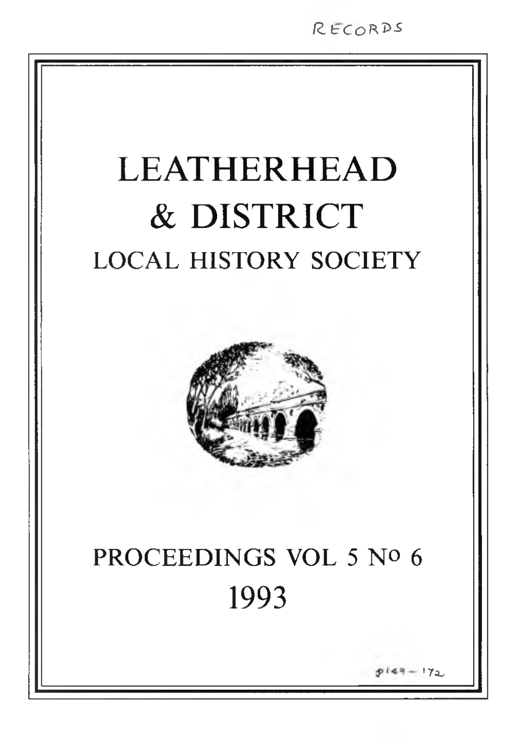RECORDS

# LEATHERHEAD & DISTRICT

## LOCAL HISTORY SOCIETY

## PROCEEDINGS VOL 5 Nº 6

## 1993

p149 – 172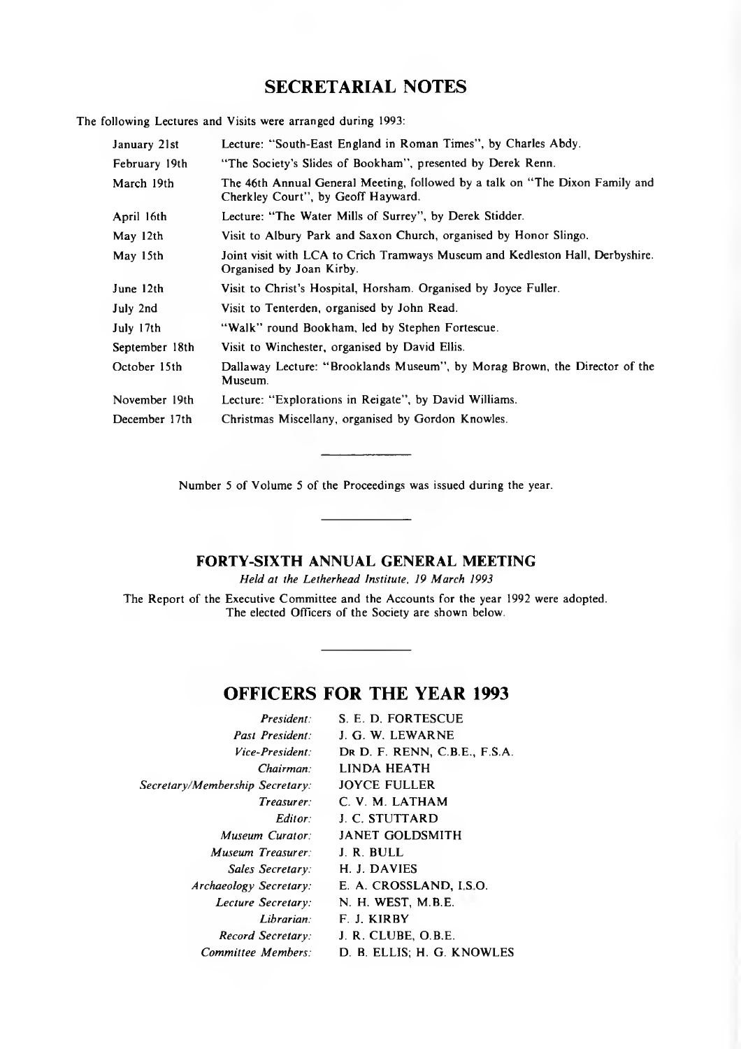## SECRETARIAL NOTES

The following Lectures and Visits were arranged during 1993:

| | |
|---|---|
| January 21st | Lecture: "South-East England in Roman Times", by Charles Abdy. |
| February 19th | "The Society's Slides of Bookham", presented by Derek Renn. |
| March 19th | The 46th Annual General Meeting, followed by a talk on "The Dixon Family and Cherkley Court", by Geoff Hayward. |
| April 16th | Lecture: "The Water Mills of Surrey", by Derek Stidder. |
| May 12th | Visit to Albury Park and Saxon Church, organised by Honor Slingo. |
| May 15th | Joint visit with LCA to Crich Tramways Museum and Kedleston Hall, Derbyshire. Organised by Joan Kirby. |
| June 12th | Visit to Christ's Hospital, Horsham. Organised by Joyce Fuller. |
| July 2nd | Visit to Tenterden, organised by John Read. |
| July 17th | "Walk" round Bookham, led by Stephen Fortescue. |
| September 18th | Visit to Winchester, organised by David Ellis. |
| October 15th | Dallaway Lecture: "Brooklands Museum", by Morag Brown, the Director of the Museum. |
| November 19th | Lecture: "Explorations in Reigate", by David Williams. |
| December 17th | Christmas Miscellany, organised by Gordon Knowles. |

---

Number 5 of Volume 5 of the Proceedings was issued during the year.

---

### FORTY-SIXTH ANNUAL GENERAL MEETING

*Held at the Letherhead Institute, 19 March 1993*

The Report of the Executive Committee and the Accounts for the year 1992 were adopted. The elected Officers of the Society are shown below.

---

## OFFICERS FOR THE YEAR 1993

| | |
|---|---|
| *President:* | S. E. D. FORTESCUE |
| *Past President:* | J. G. W. LEWARNE |
| *Vice-President:* | DR D. F. RENN, C.B.E., F.S.A. |
| *Chairman:* | LINDA HEATH |
| *Secretary/Membership Secretary:* | JOYCE FULLER |
| *Treasurer:* | C. V. M. LATHAM |
| *Editor:* | J. C. STUTTARD |
| *Museum Curator:* | JANET GOLDSMITH |
| *Museum Treasurer:* | J. R. BULL |
| *Sales Secretary:* | H. J. DAVIES |
| *Archaeology Secretary:* | E. A. CROSSLAND, I.S.O. |
| *Lecture Secretary:* | N. H. WEST, M.B.E. |
| *Librarian:* | F. J. KIRBY |
| *Record Secretary:* | J. R. CLUBE, O.B.E. |
| *Committee Members:* | D. B. ELLIS; H. G. KNOWLES |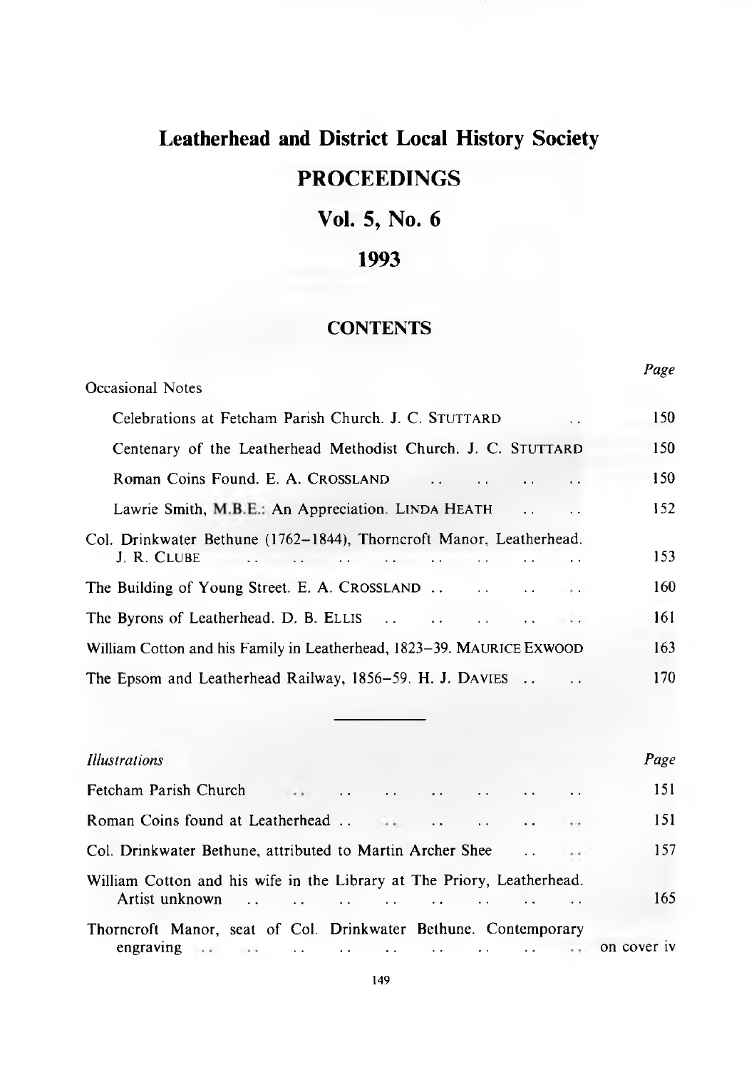# Leatherhead and District Local History Society

## PROCEEDINGS

## Vol. 5, No. 6

## 1993

### CONTENTS

| | Page |
|---|---|
| Occasional Notes | |
| Celebrations at Fetcham Parish Church. J. C. STUTTARD | 150 |
| Centenary of the Leatherhead Methodist Church. J. C. STUTTARD | 150 |
| Roman Coins Found. E. A. CROSSLAND | 150 |
| Lawrie Smith, M.B.E.: An Appreciation. LINDA HEATH | 152 |
| Col. Drinkwater Bethune (1762–1844), Thorncroft Manor, Leatherhead. J. R. CLUBE | 153 |
| The Building of Young Street. E. A. CROSSLAND | 160 |
| The Byrons of Leatherhead. D. B. ELLIS | 161 |
| William Cotton and his Family in Leatherhead, 1823–39. MAURICE EXWOOD | 163 |
| The Epsom and Leatherhead Railway, 1856–59. H. J. DAVIES | 170 |

---

| *Illustrations* | Page |
|---|---|
| Fetcham Parish Church | 151 |
| Roman Coins found at Leatherhead | 151 |
| Col. Drinkwater Bethune, attributed to Martin Archer Shee | 157 |
| William Cotton and his wife in the Library at The Priory, Leatherhead. Artist unknown | 165 |
| Thorncroft Manor, seat of Col. Drinkwater Bethune. Contemporary engraving | on cover iv |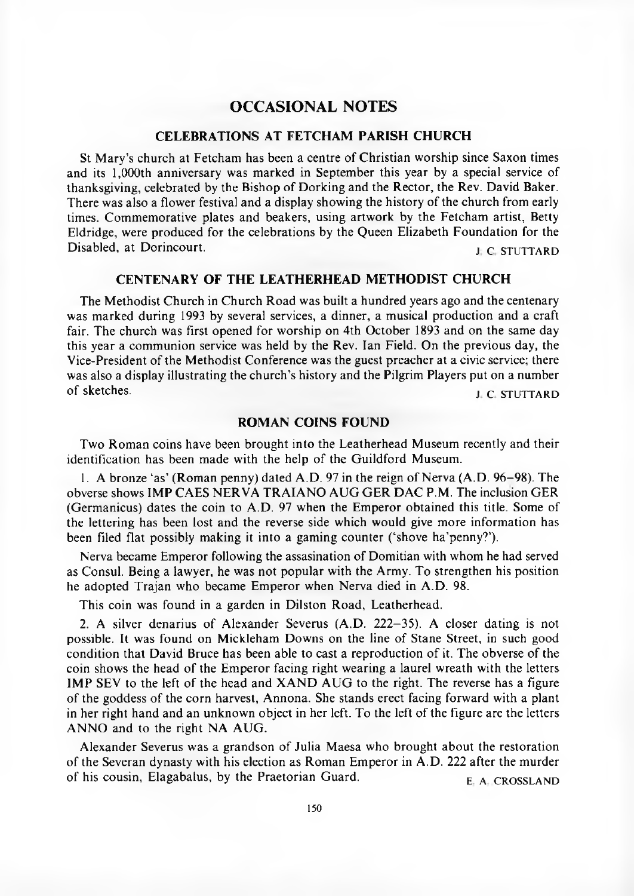# OCCASIONAL NOTES

## CELEBRATIONS AT FETCHAM PARISH CHURCH

St Mary's church at Fetcham has been a centre of Christian worship since Saxon times and its 1,000th anniversary was marked in September this year by a special service of thanksgiving, celebrated by the Bishop of Dorking and the Rector, the Rev. David Baker. There was also a flower festival and a display showing the history of the church from early times. Commemorative plates and beakers, using artwork by the Fetcham artist, Betty Eldridge, were produced for the celebrations by the Queen Elizabeth Foundation for the Disabled, at Dorincourt.

J. C. STUTTARD

## CENTENARY OF THE LEATHERHEAD METHODIST CHURCH

The Methodist Church in Church Road was built a hundred years ago and the centenary was marked during 1993 by several services, a dinner, a musical production and a craft fair. The church was first opened for worship on 4th October 1893 and on the same day this year a communion service was held by the Rev. Ian Field. On the previous day, the Vice-President of the Methodist Conference was the guest preacher at a civic service; there was also a display illustrating the church's history and the Pilgrim Players put on a number of sketches.

J. C. STUTTARD

## ROMAN COINS FOUND

Two Roman coins have been brought into the Leatherhead Museum recently and their identification has been made with the help of the Guildford Museum.

1. A bronze 'as' (Roman penny) dated A.D. 97 in the reign of Nerva (A.D. 96–98). The obverse shows IMP CAES NERVA TRAIANO AUG GER DAC P.M. The inclusion GER (Germanicus) dates the coin to A.D. 97 when the Emperor obtained this title. Some of the lettering has been lost and the reverse side which would give more information has been filed flat possibly making it into a gaming counter ('shove ha'penny?').

Nerva became Emperor following the assasination of Domitian with whom he had served as Consul. Being a lawyer, he was not popular with the Army. To strengthen his position he adopted Trajan who became Emperor when Nerva died in A.D. 98.

This coin was found in a garden in Dilston Road, Leatherhead.

2. A silver denarius of Alexander Severus (A.D. 222–35). A closer dating is not possible. It was found on Mickleham Downs on the line of Stane Street, in such good condition that David Bruce has been able to cast a reproduction of it. The obverse of the coin shows the head of the Emperor facing right wearing a laurel wreath with the letters IMP SEV to the left of the head and XAND AUG to the right. The reverse has a figure of the goddess of the corn harvest, Annona. She stands erect facing forward with a plant in her right hand and an unknown object in her left. To the left of the figure are the letters ANNO and to the right NA AUG.

Alexander Severus was a grandson of Julia Maesa who brought about the restoration of the Severan dynasty with his election as Roman Emperor in A.D. 222 after the murder of his cousin, Elagabalus, by the Praetorian Guard.

E. A. CROSSLAND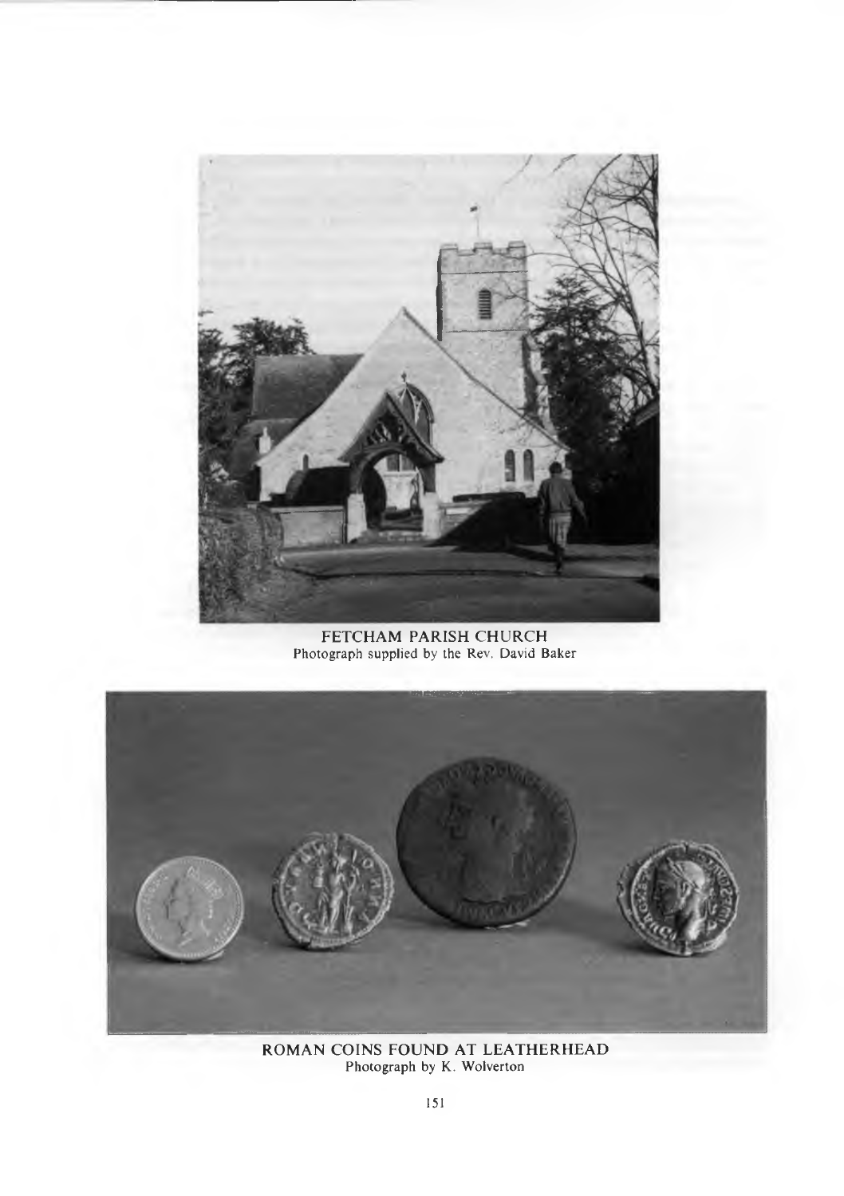FETCHAM PARISH CHURCH
Photograph supplied by the Rev. David Baker

ROMAN COINS FOUND AT LEATHERHEAD
Photograph by K. Wolverton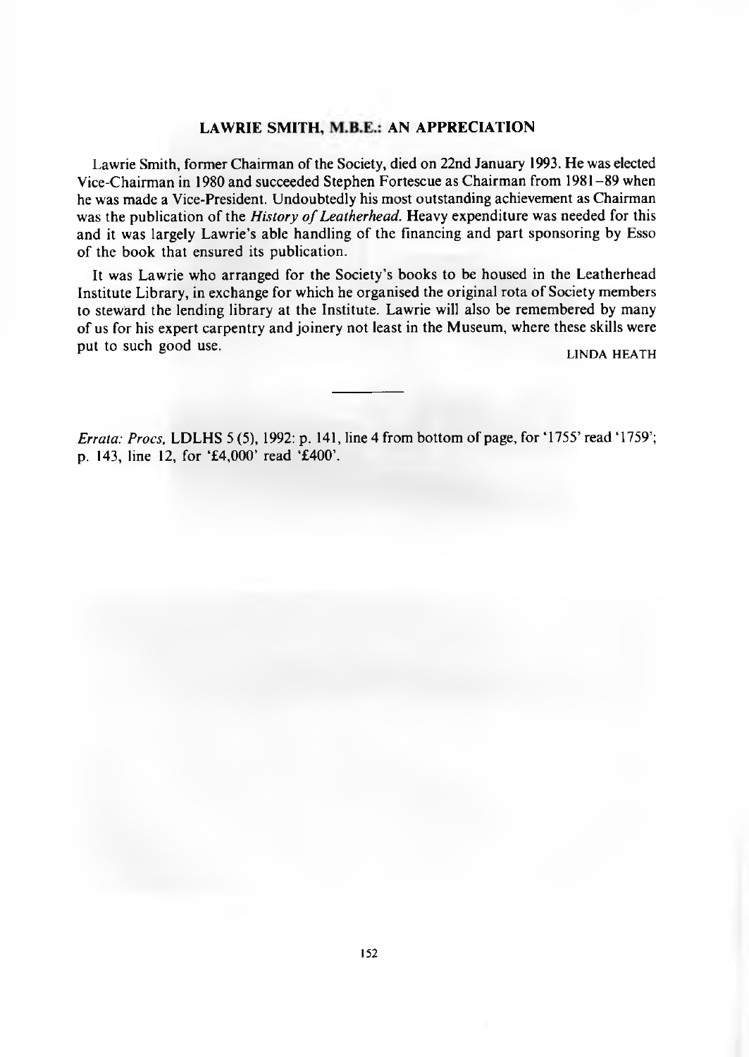## LAWRIE SMITH, M.B.E.: AN APPRECIATION

Lawrie Smith, former Chairman of the Society, died on 22nd January 1993. He was elected Vice-Chairman in 1980 and succeeded Stephen Fortescue as Chairman from 1981–89 when he was made a Vice-President. Undoubtedly his most outstanding achievement as Chairman was the publication of the *History of Leatherhead.* Heavy expenditure was needed for this and it was largely Lawrie's able handling of the financing and part sponsoring by Esso of the book that ensured its publication.

It was Lawrie who arranged for the Society's books to be housed in the Leatherhead Institute Library, in exchange for which he organised the original rota of Society members to steward the lending library at the Institute. Lawrie will also be remembered by many of us for his expert carpentry and joinery not least in the Museum, where these skills were put to such good use.

LINDA HEATH

---

*Errata: Procs,* LDLHS 5 (5), 1992: p. 141, line 4 from bottom of page, for '1755' read '1759'; p. 143, line 12, for '£4,000' read '£400'.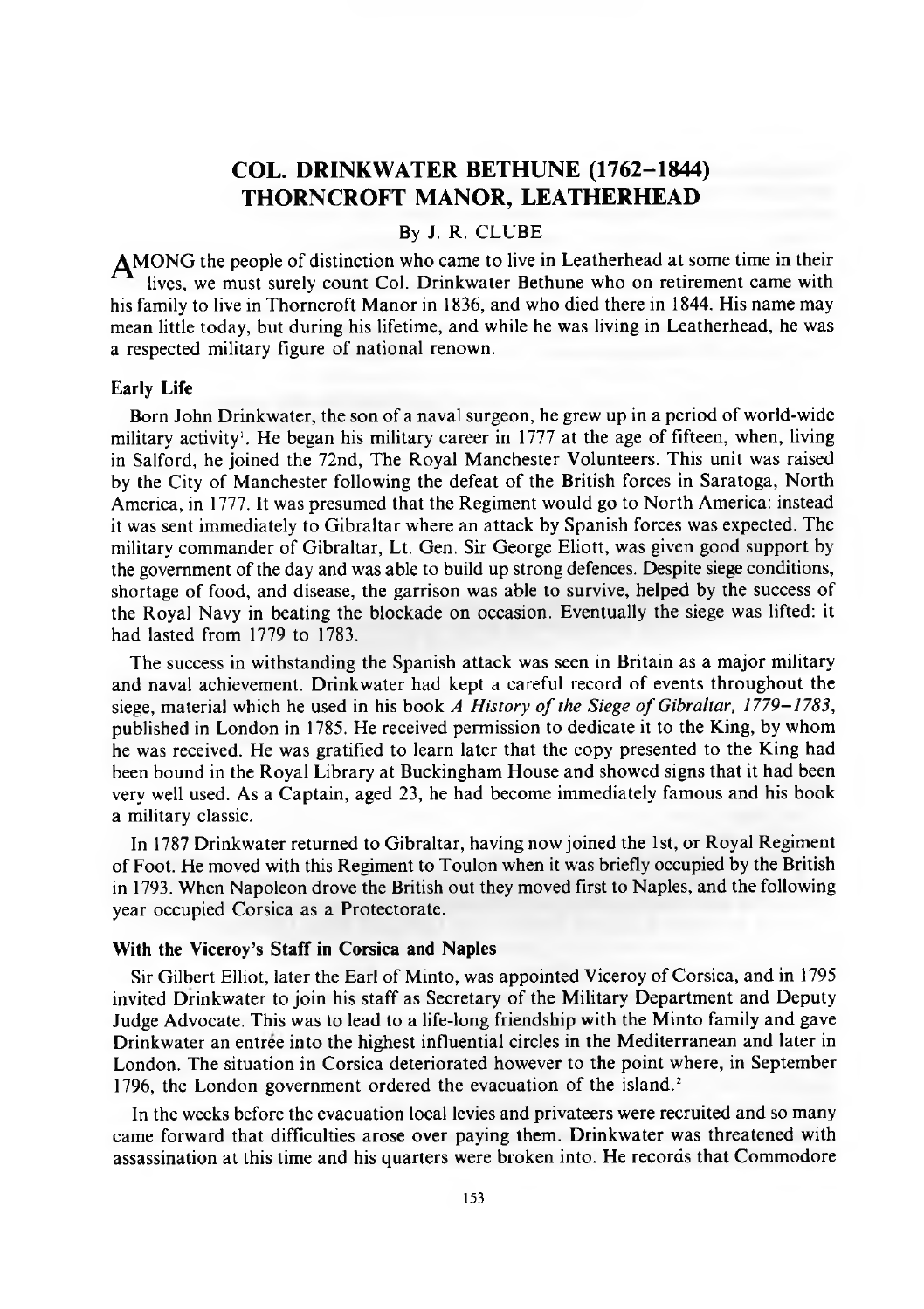# COL. DRINKWATER BETHUNE (1762–1844) THORNCROFT MANOR, LEATHERHEAD

By J. R. CLUBE

AMONG the people of distinction who came to live in Leatherhead at some time in their lives, we must surely count Col. Drinkwater Bethune who on retirement came with his family to live in Thorncroft Manor in 1836, and who died there in 1844. His name may mean little today, but during his lifetime, and while he was living in Leatherhead, he was a respected military figure of national renown.

### Early Life

Born John Drinkwater, the son of a naval surgeon, he grew up in a period of world-wide military activity[1]. He began his military career in 1777 at the age of fifteen, when, living in Salford, he joined the 72nd, The Royal Manchester Volunteers. This unit was raised by the City of Manchester following the defeat of the British forces in Saratoga, North America, in 1777. It was presumed that the Regiment would go to North America: instead it was sent immediately to Gibraltar where an attack by Spanish forces was expected. The military commander of Gibraltar, Lt. Gen. Sir George Eliott, was given good support by the government of the day and was able to build up strong defences. Despite siege conditions, shortage of food, and disease, the garrison was able to survive, helped by the success of the Royal Navy in beating the blockade on occasion. Eventually the siege was lifted: it had lasted from 1779 to 1783.

The success in withstanding the Spanish attack was seen in Britain as a major military and naval achievement. Drinkwater had kept a careful record of events throughout the siege, material which he used in his book *A History of the Siege of Gibraltar, 1779–1783*, published in London in 1785. He received permission to dedicate it to the King, by whom he was received. He was gratified to learn later that the copy presented to the King had been bound in the Royal Library at Buckingham House and showed signs that it had been very well used. As a Captain, aged 23, he had become immediately famous and his book a military classic.

In 1787 Drinkwater returned to Gibraltar, having now joined the 1st, or Royal Regiment of Foot. He moved with this Regiment to Toulon when it was briefly occupied by the British in 1793. When Napoleon drove the British out they moved first to Naples, and the following year occupied Corsica as a Protectorate.

### With the Viceroy's Staff in Corsica and Naples

Sir Gilbert Elliot, later the Earl of Minto, was appointed Viceroy of Corsica, and in 1795 invited Drinkwater to join his staff as Secretary of the Military Department and Deputy Judge Advocate. This was to lead to a life-long friendship with the Minto family and gave Drinkwater an entrée into the highest influential circles in the Mediterranean and later in London. The situation in Corsica deteriorated however to the point where, in September 1796, the London government ordered the evacuation of the island.[2]

In the weeks before the evacuation local levies and privateers were recruited and so many came forward that difficulties arose over paying them. Drinkwater was threatened with assassination at this time and his quarters were broken into. He records that Commodore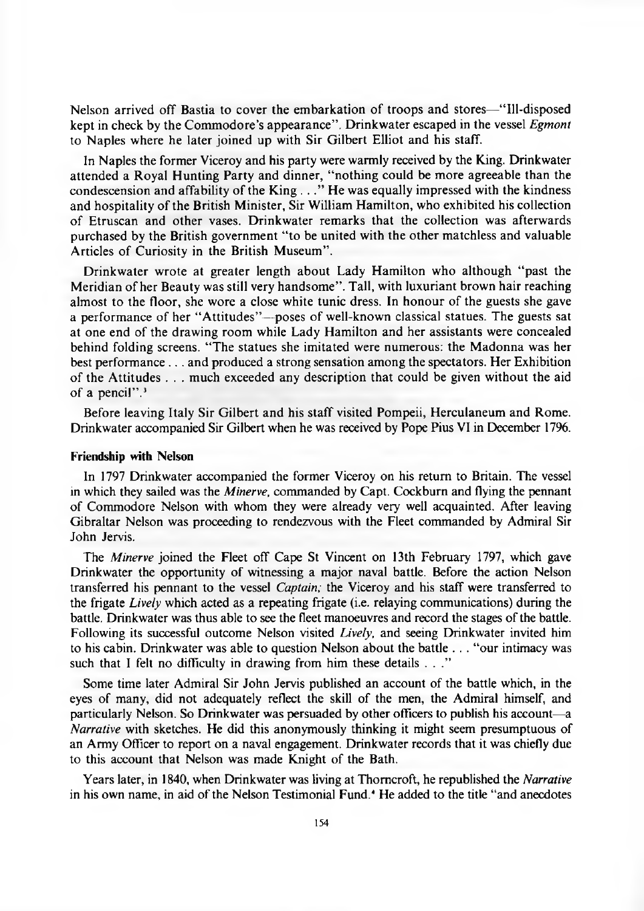Nelson arrived off Bastia to cover the embarkation of troops and stores—"Ill-disposed kept in check by the Commodore's appearance". Drinkwater escaped in the vessel *Egmont* to Naples where he later joined up with Sir Gilbert Elliot and his staff.

In Naples the former Viceroy and his party were warmly received by the King. Drinkwater attended a Royal Hunting Party and dinner, "nothing could be more agreeable than the condescension and affability of the King . . ." He was equally impressed with the kindness and hospitality of the British Minister, Sir William Hamilton, who exhibited his collection of Etruscan and other vases. Drinkwater remarks that the collection was afterwards purchased by the British government "to be united with the other matchless and valuable Articles of Curiosity in the British Museum".

Drinkwater wrote at greater length about Lady Hamilton who although "past the Meridian of her Beauty was still very handsome". Tall, with luxuriant brown hair reaching almost to the floor, she wore a close white tunic dress. In honour of the guests she gave a performance of her "Attitudes"—poses of well-known classical statues. The guests sat at one end of the drawing room while Lady Hamilton and her assistants were concealed behind folding screens. "The statues she imitated were numerous: the Madonna was her best performance . . . and produced a strong sensation among the spectators. Her Exhibition of the Attitudes . . . much exceeded any description that could be given without the aid of a pencil".[3]

Before leaving Italy Sir Gilbert and his staff visited Pompeii, Herculaneum and Rome. Drinkwater accompanied Sir Gilbert when he was received by Pope Pius VI in December 1796.

### Friendship with Nelson

In 1797 Drinkwater accompanied the former Viceroy on his return to Britain. The vessel in which they sailed was the *Minerve*, commanded by Capt. Cockburn and flying the pennant of Commodore Nelson with whom they were already very well acquainted. After leaving Gibraltar Nelson was proceeding to rendezvous with the Fleet commanded by Admiral Sir John Jervis.

The *Minerve* joined the Fleet off Cape St Vincent on 13th February 1797, which gave Drinkwater the opportunity of witnessing a major naval battle. Before the action Nelson transferred his pennant to the vessel *Captain*; the Viceroy and his staff were transferred to the frigate *Lively* which acted as a repeating frigate (i.e. relaying communications) during the battle. Drinkwater was thus able to see the fleet manoeuvres and record the stages of the battle. Following its successful outcome Nelson visited *Lively*, and seeing Drinkwater invited him to his cabin. Drinkwater was able to question Nelson about the battle . . . "our intimacy was such that I felt no difficulty in drawing from him these details . . ."

Some time later Admiral Sir John Jervis published an account of the battle which, in the eyes of many, did not adequately reflect the skill of the men, the Admiral himself, and particularly Nelson. So Drinkwater was persuaded by other officers to publish his account—a *Narrative* with sketches. He did this anonymously thinking it might seem presumptuous of an Army Officer to report on a naval engagement. Drinkwater records that it was chiefly due to this account that Nelson was made Knight of the Bath.

Years later, in 1840, when Drinkwater was living at Thorncroft, he republished the *Narrative* in his own name, in aid of the Nelson Testimonial Fund.[4] He added to the title "and anecdotes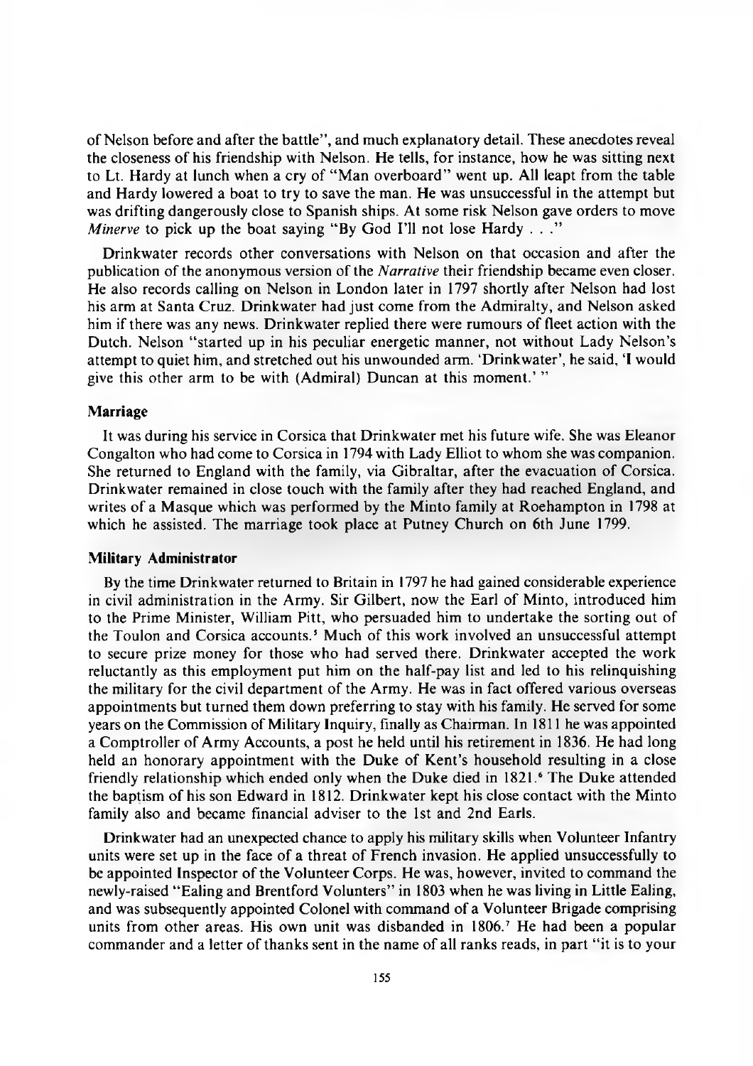of Nelson before and after the battle", and much explanatory detail. These anecdotes reveal the closeness of his friendship with Nelson. He tells, for instance, how he was sitting next to Lt. Hardy at lunch when a cry of "Man overboard" went up. All leapt from the table and Hardy lowered a boat to try to save the man. He was unsuccessful in the attempt but was drifting dangerously close to Spanish ships. At some risk Nelson gave orders to move *Minerve* to pick up the boat saying "By God I'll not lose Hardy . . ."

Drinkwater records other conversations with Nelson on that occasion and after the publication of the anonymous version of the *Narrative* their friendship became even closer. He also records calling on Nelson in London later in 1797 shortly after Nelson had lost his arm at Santa Cruz. Drinkwater had just come from the Admiralty, and Nelson asked him if there was any news. Drinkwater replied there were rumours of fleet action with the Dutch. Nelson "started up in his peculiar energetic manner, not without Lady Nelson's attempt to quiet him, and stretched out his unwounded arm. 'Drinkwater', he said, 'I would give this other arm to be with (Admiral) Duncan at this moment.' "

### Marriage

It was during his service in Corsica that Drinkwater met his future wife. She was Eleanor Congalton who had come to Corsica in 1794 with Lady Elliot to whom she was companion. She returned to England with the family, via Gibraltar, after the evacuation of Corsica. Drinkwater remained in close touch with the family after they had reached England, and writes of a Masque which was performed by the Minto family at Roehampton in 1798 at which he assisted. The marriage took place at Putney Church on 6th June 1799.

### Military Administrator

By the time Drinkwater returned to Britain in 1797 he had gained considerable experience in civil administration in the Army. Sir Gilbert, now the Earl of Minto, introduced him to the Prime Minister, William Pitt, who persuaded him to undertake the sorting out of the Toulon and Corsica accounts.[5] Much of this work involved an unsuccessful attempt to secure prize money for those who had served there. Drinkwater accepted the work reluctantly as this employment put him on the half-pay list and led to his relinquishing the military for the civil department of the Army. He was in fact offered various overseas appointments but turned them down preferring to stay with his family. He served for some years on the Commission of Military Inquiry, finally as Chairman. In 1811 he was appointed a Comptroller of Army Accounts, a post he held until his retirement in 1836. He had long held an honorary appointment with the Duke of Kent's household resulting in a close friendly relationship which ended only when the Duke died in 1821.[6] The Duke attended the baptism of his son Edward in 1812. Drinkwater kept his close contact with the Minto family also and became financial adviser to the 1st and 2nd Earls.

Drinkwater had an unexpected chance to apply his military skills when Volunteer Infantry units were set up in the face of a threat of French invasion. He applied unsuccessfully to be appointed Inspector of the Volunteer Corps. He was, however, invited to command the newly-raised "Ealing and Brentford Volunters" in 1803 when he was living in Little Ealing, and was subsequently appointed Colonel with command of a Volunteer Brigade comprising units from other areas. His own unit was disbanded in 1806.[7] He had been a popular commander and a letter of thanks sent in the name of all ranks reads, in part "it is to your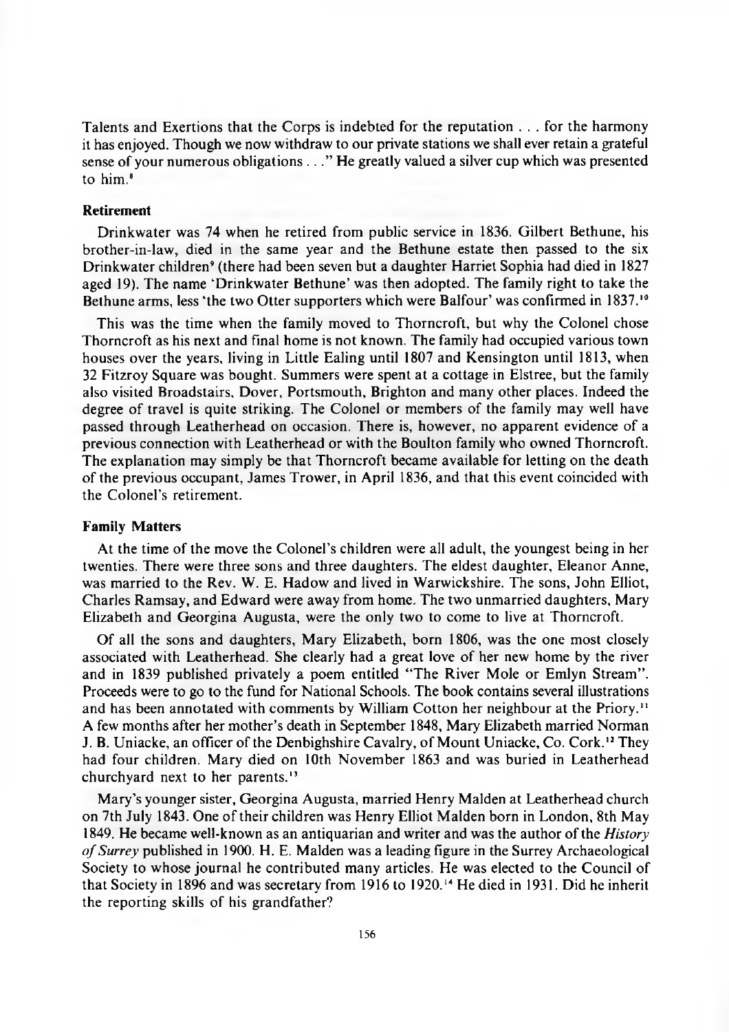Talents and Exertions that the Corps is indebted for the reputation . . . for the harmony it has enjoyed. Though we now withdraw to our private stations we shall ever retain a grateful sense of your numerous obligations . . ." He greatly valued a silver cup which was presented to him.[8]

### Retirement

Drinkwater was 74 when he retired from public service in 1836. Gilbert Bethune, his brother-in-law, died in the same year and the Bethune estate then passed to the six Drinkwater children[9] (there had been seven but a daughter Harriet Sophia had died in 1827 aged 19). The name 'Drinkwater Bethune' was then adopted. The family right to take the Bethune arms, less 'the two Otter supporters which were Balfour' was confirmed in 1837.[10]

This was the time when the family moved to Thorncroft, but why the Colonel chose Thorncroft as his next and final home is not known. The family had occupied various town houses over the years, living in Little Ealing until 1807 and Kensington until 1813, when 32 Fitzroy Square was bought. Summers were spent at a cottage in Elstree, but the family also visited Broadstairs, Dover, Portsmouth, Brighton and many other places. Indeed the degree of travel is quite striking. The Colonel or members of the family may well have passed through Leatherhead on occasion. There is, however, no apparent evidence of a previous connection with Leatherhead or with the Boulton family who owned Thorncroft. The explanation may simply be that Thorncroft became available for letting on the death of the previous occupant, James Trower, in April 1836, and that this event coincided with the Colonel's retirement.

### Family Matters

At the time of the move the Colonel's children were all adult, the youngest being in her twenties. There were three sons and three daughters. The eldest daughter, Eleanor Anne, was married to the Rev. W. E. Hadow and lived in Warwickshire. The sons, John Elliot, Charles Ramsay, and Edward were away from home. The two unmarried daughters, Mary Elizabeth and Georgina Augusta, were the only two to come to live at Thorncroft.

Of all the sons and daughters, Mary Elizabeth, born 1806, was the one most closely associated with Leatherhead. She clearly had a great love of her new home by the river and in 1839 published privately a poem entitled "The River Mole or Emlyn Stream". Proceeds were to go to the fund for National Schools. The book contains several illustrations and has been annotated with comments by William Cotton her neighbour at the Priory.[11] A few months after her mother's death in September 1848, Mary Elizabeth married Norman J. B. Uniacke, an officer of the Denbighshire Cavalry, of Mount Uniacke, Co. Cork.[12] They had four children. Mary died on 10th November 1863 and was buried in Leatherhead churchyard next to her parents.[13]

Mary's younger sister, Georgina Augusta, married Henry Malden at Leatherhead church on 7th July 1843. One of their children was Henry Elliot Malden born in London, 8th May 1849. He became well-known as an antiquarian and writer and was the author of the *History of Surrey* published in 1900. H. E. Malden was a leading figure in the Surrey Archaeological Society to whose journal he contributed many articles. He was elected to the Council of that Society in 1896 and was secretary from 1916 to 1920.[14] He died in 1931. Did he inherit the reporting skills of his grandfather?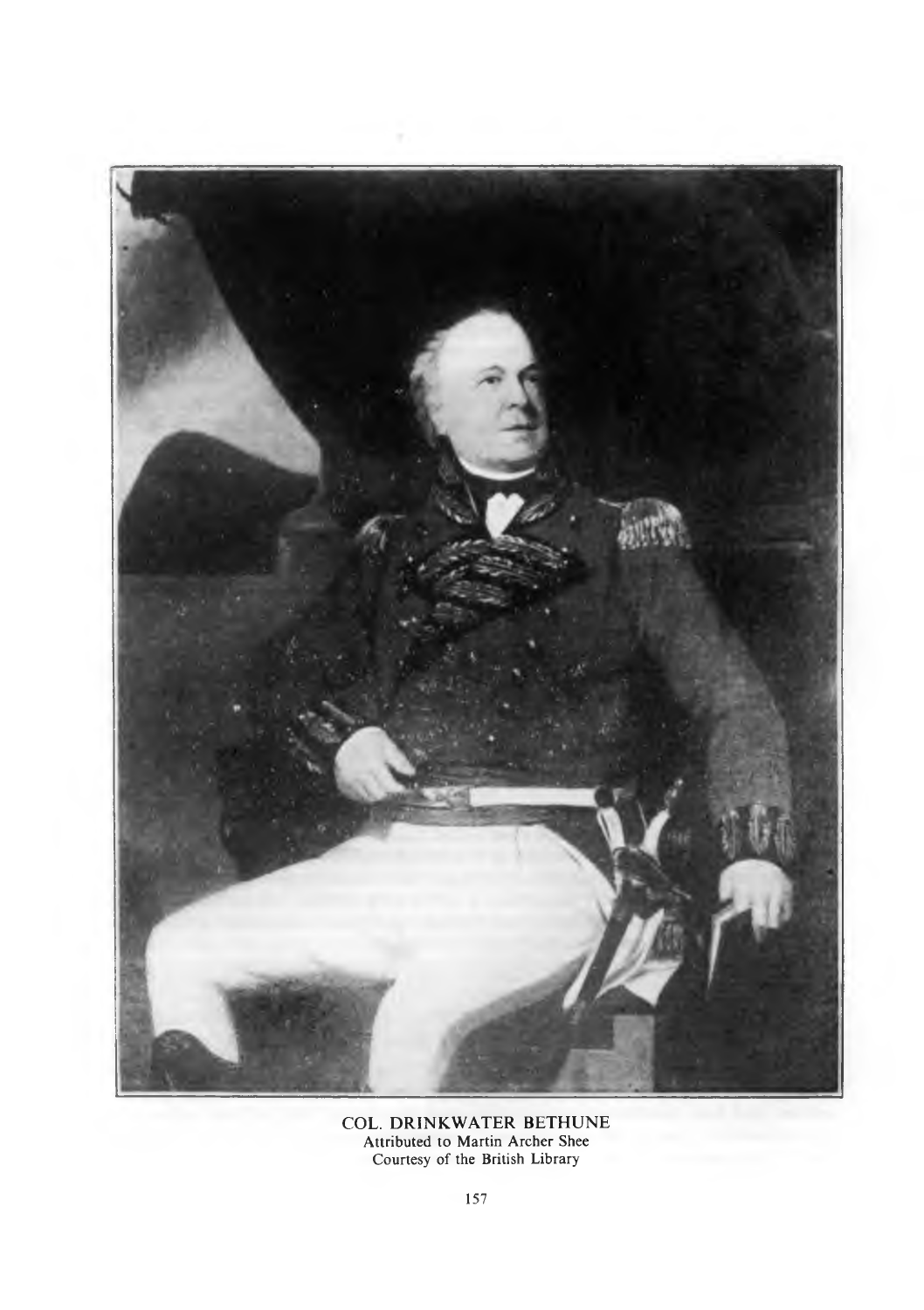COL. DRINKWATER BETHUNE
Attributed to Martin Archer Shee
Courtesy of the British Library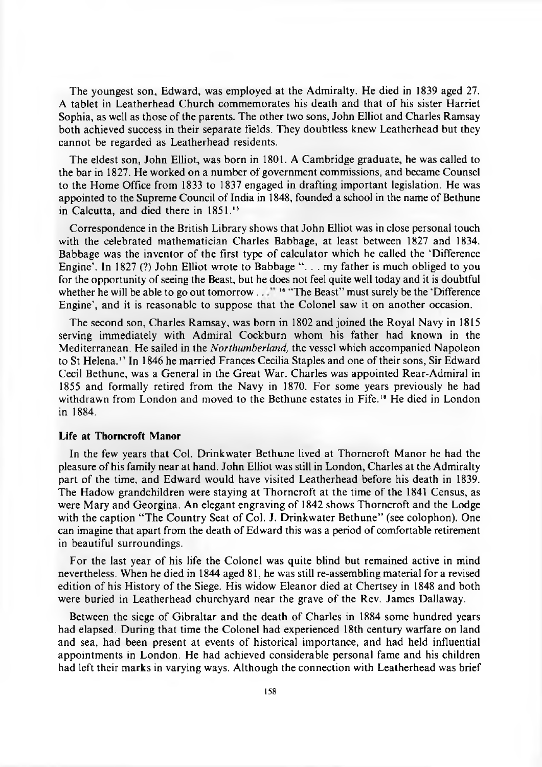The youngest son, Edward, was employed at the Admiralty. He died in 1839 aged 27. A tablet in Leatherhead Church commemorates his death and that of his sister Harriet Sophia, as well as those of the parents. The other two sons, John Elliot and Charles Ramsay both achieved success in their separate fields. They doubtless knew Leatherhead but they cannot be regarded as Leatherhead residents.

The eldest son, John Elliot, was born in 1801. A Cambridge graduate, he was called to the bar in 1827. He worked on a number of government commissions, and became Counsel to the Home Office from 1833 to 1837 engaged in drafting important legislation. He was appointed to the Supreme Council of India in 1848, founded a school in the name of Bethune in Calcutta, and died there in 1851.[15]

Correspondence in the British Library shows that John Elliot was in close personal touch with the celebrated mathematician Charles Babbage, at least between 1827 and 1834. Babbage was the inventor of the first type of calculator which he called the 'Difference Engine'. In 1827 (?) John Elliot wrote to Babbage ". . . my father is much obliged to you for the opportunity of seeing the Beast, but he does not feel quite well today and it is doubtful whether he will be able to go out tomorrow . . ."[16] "The Beast" must surely be the 'Difference Engine', and it is reasonable to suppose that the Colonel saw it on another occasion.

The second son, Charles Ramsay, was born in 1802 and joined the Royal Navy in 1815 serving immediately with Admiral Cockburn whom his father had known in the Mediterranean. He sailed in the *Northumberland,* the vessel which accompanied Napoleon to St Helena.[17] In 1846 he married Frances Cecilia Staples and one of their sons, Sir Edward Cecil Bethune, was a General in the Great War. Charles was appointed Rear-Admiral in 1855 and formally retired from the Navy in 1870. For some years previously he had withdrawn from London and moved to the Bethune estates in Fife.[18] He died in London in 1884.

### Life at Thorncroft Manor

In the few years that Col. Drinkwater Bethune lived at Thorncroft Manor he had the pleasure of his family near at hand. John Elliot was still in London, Charles at the Admiralty part of the time, and Edward would have visited Leatherhead before his death in 1839. The Hadow grandchildren were staying at Thorncroft at the time of the 1841 Census, as were Mary and Georgina. An elegant engraving of 1842 shows Thorncroft and the Lodge with the caption "The Country Seat of Col. J. Drinkwater Bethune" (see colophon). One can imagine that apart from the death of Edward this was a period of comfortable retirement in beautiful surroundings.

For the last year of his life the Colonel was quite blind but remained active in mind nevertheless. When he died in 1844 aged 81, he was still re-assembling material for a revised edition of his History of the Siege. His widow Eleanor died at Chertsey in 1848 and both were buried in Leatherhead churchyard near the grave of the Rev. James Dallaway.

Between the siege of Gibraltar and the death of Charles in 1884 some hundred years had elapsed. During that time the Colonel had experienced 18th century warfare on land and sea, had been present at events of historical importance, and had held influential appointments in London. He had achieved considerable personal fame and his children had left their marks in varying ways. Although the connection with Leatherhead was brief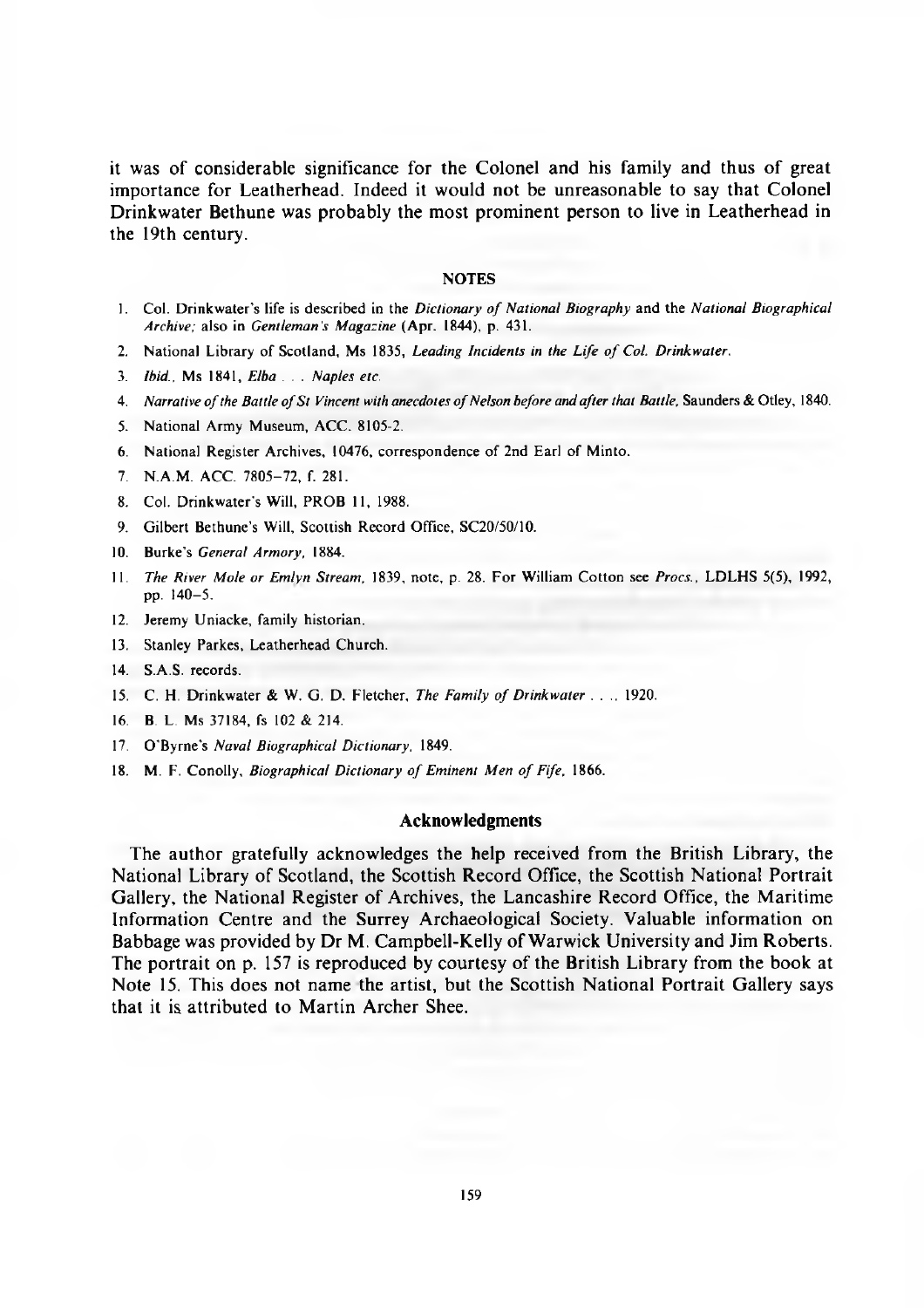it was of considerable significance for the Colonel and his family and thus of great importance for Leatherhead. Indeed it would not be unreasonable to say that Colonel Drinkwater Bethune was probably the most prominent person to live in Leatherhead in the 19th century.

### NOTES

1. Col. Drinkwater's life is described in the *Dictionary of National Biography* and the *National Biographical Archive;* also in *Gentleman's Magazine* (Apr. 1844), p. 431.
2. National Library of Scotland, Ms 1835, *Leading Incidents in the Life of Col. Drinkwater*.
3. *Ibid.*, Ms 1841, *Elba . . . Naples etc.*
4. *Narrative of the Battle of St Vincent with anecdotes of Nelson before and after that Battle*, Saunders & Otley, 1840.
5. National Army Museum, ACC. 8105-2.
6. National Register Archives, 10476, correspondence of 2nd Earl of Minto.
7. N.A.M. ACC. 7805–72, f. 281.
8. Col. Drinkwater's Will, PROB 11, 1988.
9. Gilbert Bethune's Will, Scottish Record Office, SC20/50/10.
10. Burke's *General Armory*, 1884.
11. *The River Mole or Emlyn Stream*, 1839, note, p. 28. For William Cotton see *Procs.*, LDLHS 5(5), 1992, pp. 140–5.
12. Jeremy Uniacke, family historian.
13. Stanley Parkes, Leatherhead Church.
14. S.A.S. records.
15. C. H. Drinkwater & W. G. D. Fletcher, *The Family of Drinkwater . . .*, 1920.
16. B. L. Ms 37184, fs 102 & 214.
17. O'Byrne's *Naval Biographical Dictionary*, 1849.
18. M. F. Conolly, *Biographical Dictionary of Eminent Men of Fife*, 1866.

### Acknowledgments

The author gratefully acknowledges the help received from the British Library, the National Library of Scotland, the Scottish Record Office, the Scottish National Portrait Gallery, the National Register of Archives, the Lancashire Record Office, the Maritime Information Centre and the Surrey Archaeological Society. Valuable information on Babbage was provided by Dr M. Campbell-Kelly of Warwick University and Jim Roberts. The portrait on p. 157 is reproduced by courtesy of the British Library from the book at Note 15. This does not name the artist, but the Scottish National Portrait Gallery says that it is attributed to Martin Archer Shee.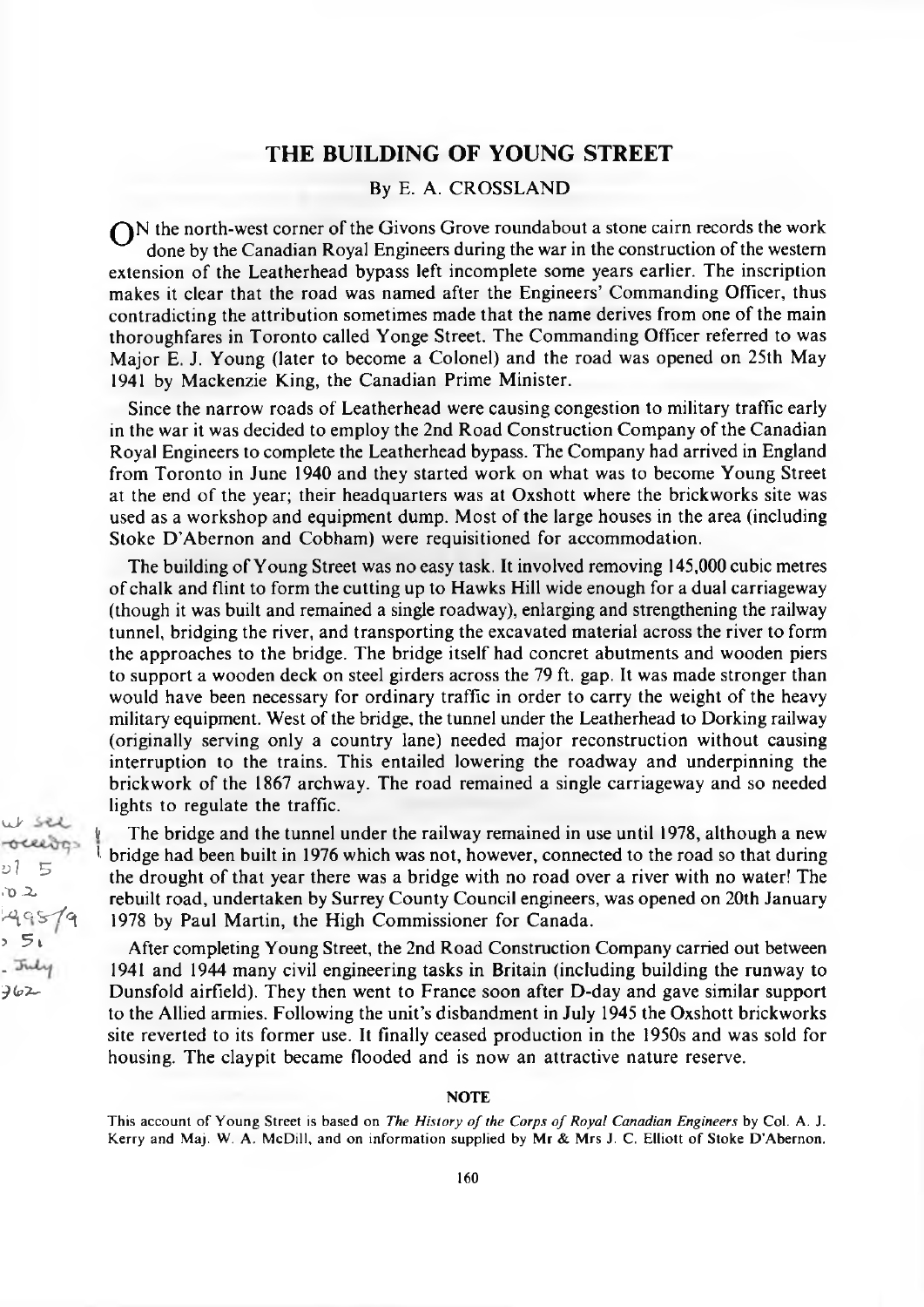# THE BUILDING OF YOUNG STREET

By E. A. CROSSLAND

ON the north-west corner of the Givons Grove roundabout a stone cairn records the work done by the Canadian Royal Engineers during the war in the construction of the western extension of the Leatherhead bypass left incomplete some years earlier. The inscription makes it clear that the road was named after the Engineers' Commanding Officer, thus contradicting the attribution sometimes made that the name derives from one of the main thoroughfares in Toronto called Yonge Street. The Commanding Officer referred to was Major E. J. Young (later to become a Colonel) and the road was opened on 25th May 1941 by Mackenzie King, the Canadian Prime Minister.

Since the narrow roads of Leatherhead were causing congestion to military traffic early in the war it was decided to employ the 2nd Road Construction Company of the Canadian Royal Engineers to complete the Leatherhead bypass. The Company had arrived in England from Toronto in June 1940 and they started work on what was to become Young Street at the end of the year; their headquarters was at Oxshott where the brickworks site was used as a workshop and equipment dump. Most of the large houses in the area (including Stoke D'Abernon and Cobham) were requisitioned for accommodation.

The building of Young Street was no easy task. It involved removing 145,000 cubic metres of chalk and flint to form the cutting up to Hawks Hill wide enough for a dual carriageway (though it was built and remained a single roadway), enlarging and strengthening the railway tunnel, bridging the river, and transporting the excavated material across the river to form the approaches to the bridge. The bridge itself had concrete abutments and wooden piers to support a wooden deck on steel girders across the 79 ft. gap. It was made stronger than would have been necessary for ordinary traffic in order to carry the weight of the heavy military equipment. West of the bridge, the tunnel under the Leatherhead to Dorking railway (originally serving only a country lane) needed major reconstruction without causing interruption to the trains. This entailed lowering the roadway and underpinning the brickwork of the 1867 archway. The road remained a single carriageway and so needed lights to regulate the traffic.

The bridge and the tunnel under the railway remained in use until 1978, although a new bridge had been built in 1976 which was not, however, connected to the road so that during the drought of that year there was a bridge with no road over a river with no water! The rebuilt road, undertaken by Surrey County Council engineers, was opened on 20th January 1978 by Paul Martin, the High Commissioner for Canada.

After completing Young Street, the 2nd Road Construction Company carried out between 1941 and 1944 many civil engineering tasks in Britain (including building the runway to Dunsfold airfield). They then went to France soon after D-day and gave similar support to the Allied armies. Following the unit's disbandment in July 1945 the Oxshott brickworks site reverted to its former use. It finally ceased production in the 1950s and was sold for housing. The claypit became flooded and is now an attractive nature reserve.

## NOTE

This account of Young Street is based on *The History of the Corps of Royal Canadian Engineers* by Col. A. J. Kerry and Maj. W. A. McDill, and on information supplied by Mr & Mrs J. C. Elliott of Stoke D'Abernon.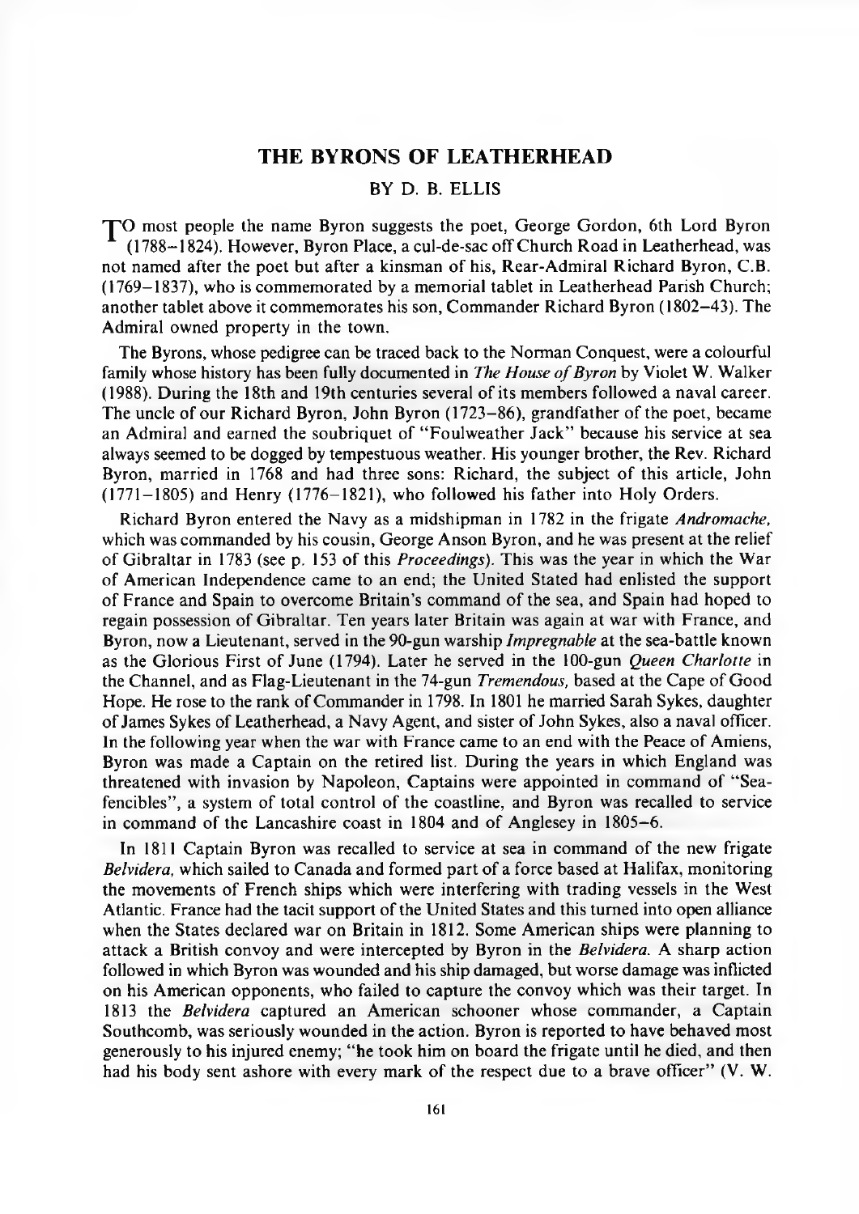# THE BYRONS OF LEATHERHEAD

BY D. B. ELLIS

To most people the name Byron suggests the poet, George Gordon, 6th Lord Byron (1788–1824). However, Byron Place, a cul-de-sac off Church Road in Leatherhead, was not named after the poet but after a kinsman of his, Rear-Admiral Richard Byron, C.B. (1769–1837), who is commemorated by a memorial tablet in Leatherhead Parish Church; another tablet above it commemorates his son, Commander Richard Byron (1802–43). The Admiral owned property in the town.

The Byrons, whose pedigree can be traced back to the Norman Conquest, were a colourful family whose history has been fully documented in *The House of Byron* by Violet W. Walker (1988). During the 18th and 19th centuries several of its members followed a naval career. The uncle of our Richard Byron, John Byron (1723–86), grandfather of the poet, became an Admiral and earned the soubriquet of "Foulweather Jack" because his service at sea always seemed to be dogged by tempestuous weather. His younger brother, the Rev. Richard Byron, married in 1768 and had three sons: Richard, the subject of this article, John (1771–1805) and Henry (1776–1821), who followed his father into Holy Orders.

Richard Byron entered the Navy as a midshipman in 1782 in the frigate *Andromache*, which was commanded by his cousin, George Anson Byron, and he was present at the relief of Gibraltar in 1783 (see p. 153 of this *Proceedings*). This was the year in which the War of American Independence came to an end; the United Stated had enlisted the support of France and Spain to overcome Britain's command of the sea, and Spain had hoped to regain possession of Gibraltar. Ten years later Britain was again at war with France, and Byron, now a Lieutenant, served in the 90-gun warship *Impregnable* at the sea-battle known as the Glorious First of June (1794). Later he served in the 100-gun *Queen Charlotte* in the Channel, and as Flag-Lieutenant in the 74-gun *Tremendous*, based at the Cape of Good Hope. He rose to the rank of Commander in 1798. In 1801 he married Sarah Sykes, daughter of James Sykes of Leatherhead, a Navy Agent, and sister of John Sykes, also a naval officer. In the following year when the war with France came to an end with the Peace of Amiens, Byron was made a Captain on the retired list. During the years in which England was threatened with invasion by Napoleon, Captains were appointed in command of "Sea-fencibles", a system of total control of the coastline, and Byron was recalled to service in command of the Lancashire coast in 1804 and of Anglesey in 1805–6.

In 1811 Captain Byron was recalled to service at sea in command of the new frigate *Belvidera*, which sailed to Canada and formed part of a force based at Halifax, monitoring the movements of French ships which were interfering with trading vessels in the West Atlantic. France had the tacit support of the United States and this turned into open alliance when the States declared war on Britain in 1812. Some American ships were planning to attack a British convoy and were intercepted by Byron in the *Belvidera*. A sharp action followed in which Byron was wounded and his ship damaged, but worse damage was inflicted on his American opponents, who failed to capture the convoy which was their target. In 1813 the *Belvidera* captured an American schooner whose commander, a Captain Southcomb, was seriously wounded in the action. Byron is reported to have behaved most generously to his injured enemy; "he took him on board the frigate until he died, and then had his body sent ashore with every mark of the respect due to a brave officer" (V. W.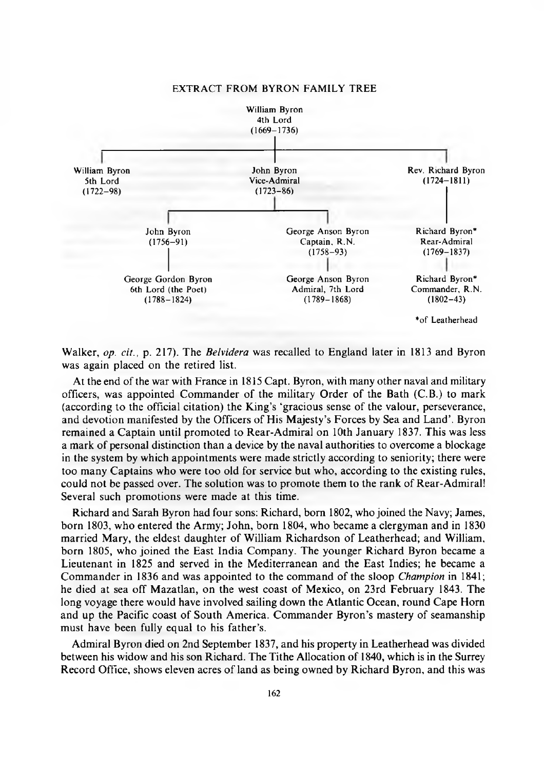EXTRACT FROM BYRON FAMILY TREE

- William Byron, 4th Lord (1669–1736)
  - William Byron, 5th Lord (1722–98)
  - John Byron, Vice-Admiral (1723–86)
    - John Byron (1756–91)
      - George Gordon Byron, 6th Lord (the Poet) (1788–1824)
    - George Anson Byron, Captain, R.N. (1758–93)
      - George Anson Byron, Admiral, 7th Lord (1789–1868)
  - Rev. Richard Byron (1724–1811)
    - Richard Byron*, Rear-Admiral (1769–1837)
      - Richard Byron*, Commander, R.N. (1802–43)

*of Leatherhead

Walker, *op. cit.*, p. 217). The *Belvidera* was recalled to England later in 1813 and Byron was again placed on the retired list.

At the end of the war with France in 1815 Capt. Byron, with many other naval and military officers, was appointed Commander of the military Order of the Bath (C.B.) to mark (according to the official citation) the King's 'gracious sense of the valour, perseverance, and devotion manifested by the Officers of His Majesty's Forces by Sea and Land'. Byron remained a Captain until promoted to Rear-Admiral on 10th January 1837. This was less a mark of personal distinction than a device by the naval authorities to overcome a blockage in the system by which appointments were made strictly according to seniority; there were too many Captains who were too old for service but who, according to the existing rules, could not be passed over. The solution was to promote them to the rank of Rear-Admiral! Several such promotions were made at this time.

Richard and Sarah Byron had four sons: Richard, born 1802, who joined the Navy; James, born 1803, who entered the Army; John, born 1804, who became a clergyman and in 1830 married Mary, the eldest daughter of William Richardson of Leatherhead; and William, born 1805, who joined the East India Company. The younger Richard Byron became a Lieutenant in 1825 and served in the Mediterranean and the East Indies; he became a Commander in 1836 and was appointed to the command of the sloop *Champion* in 1841; he died at sea off Mazatlan, on the west coast of Mexico, on 23rd February 1843. The long voyage there would have involved sailing down the Atlantic Ocean, round Cape Horn and up the Pacific coast of South America. Commander Byron's mastery of seamanship must have been fully equal to his father's.

Admiral Byron died on 2nd September 1837, and his property in Leatherhead was divided between his widow and his son Richard. The Tithe Allocation of 1840, which is in the Surrey Record Office, shows eleven acres of land as being owned by Richard Byron, and this was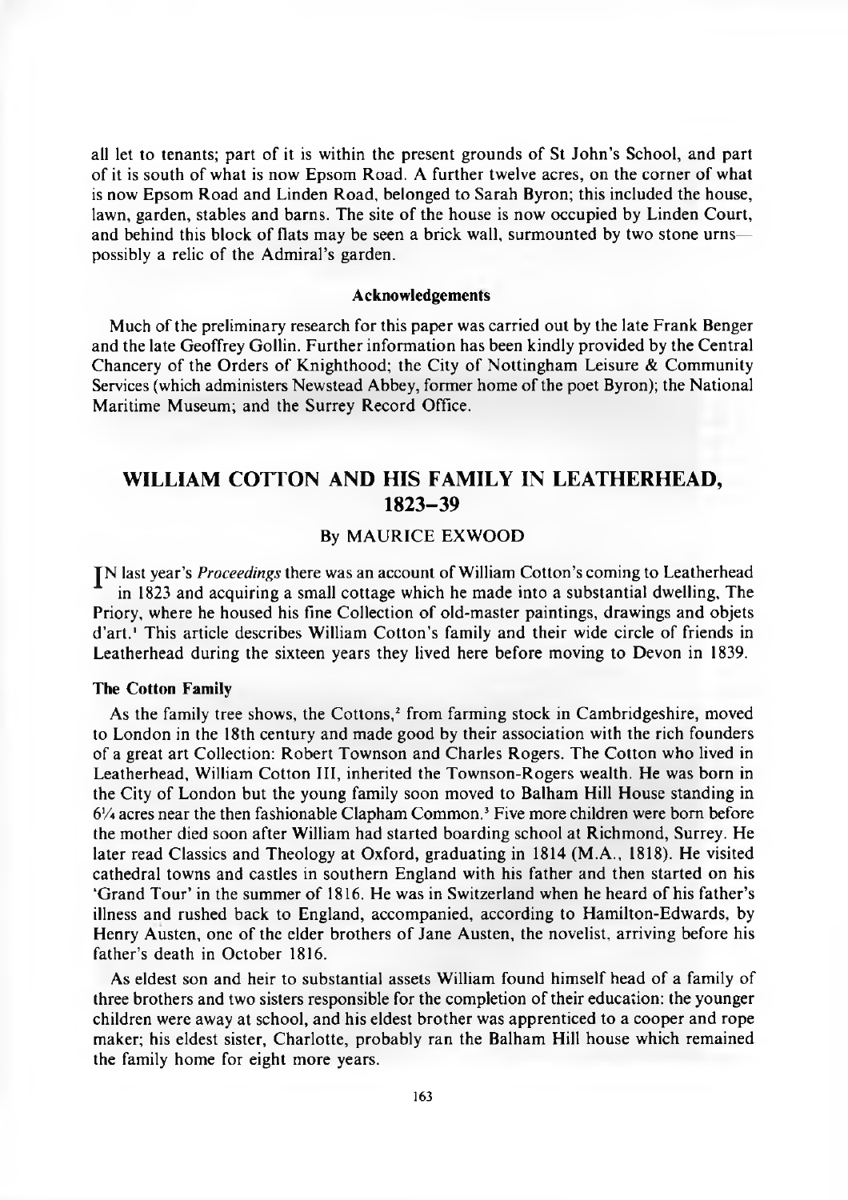all let to tenants; part of it is within the present grounds of St John's School, and part of it is south of what is now Epsom Road. A further twelve acres, on the corner of what is now Epsom Road and Linden Road, belonged to Sarah Byron; this included the house, lawn, garden, stables and barns. The site of the house is now occupied by Linden Court, and behind this block of flats may be seen a brick wall, surmounted by two stone urns—possibly a relic of the Admiral's garden.

### Acknowledgements

Much of the preliminary research for this paper was carried out by the late Frank Benger and the late Geoffrey Gollin. Further information has been kindly provided by the Central Chancery of the Orders of Knighthood; the City of Nottingham Leisure & Community Services (which administers Newstead Abbey, former home of the poet Byron); the National Maritime Museum; and the Surrey Record Office.

# WILLIAM COTTON AND HIS FAMILY IN LEATHERHEAD, 1823–39

By MAURICE EXWOOD

IN last year's *Proceedings* there was an account of William Cotton's coming to Leatherhead in 1823 and acquiring a small cottage which he made into a substantial dwelling, The Priory, where he housed his fine Collection of old-master paintings, drawings and objets d'art.[1] This article describes William Cotton's family and their wide circle of friends in Leatherhead during the sixteen years they lived here before moving to Devon in 1839.

### The Cotton Family

As the family tree shows, the Cottons,[2] from farming stock in Cambridgeshire, moved to London in the 18th century and made good by their association with the rich founders of a great art Collection: Robert Townson and Charles Rogers. The Cotton who lived in Leatherhead, William Cotton III, inherited the Townson-Rogers wealth. He was born in the City of London but the young family soon moved to Balham Hill House standing in 6¼ acres near the then fashionable Clapham Common.[3] Five more children were born before the mother died soon after William had started boarding school at Richmond, Surrey. He later read Classics and Theology at Oxford, graduating in 1814 (M.A., 1818). He visited cathedral towns and castles in southern England with his father and then started on his 'Grand Tour' in the summer of 1816. He was in Switzerland when he heard of his father's illness and rushed back to England, accompanied, according to Hamilton-Edwards, by Henry Austen, one of the elder brothers of Jane Austen, the novelist, arriving before his father's death in October 1816.

As eldest son and heir to substantial assets William found himself head of a family of three brothers and two sisters responsible for the completion of their education: the younger children were away at school, and his eldest brother was apprenticed to a cooper and rope maker; his eldest sister, Charlotte, probably ran the Balham Hill house which remained the family home for eight more years.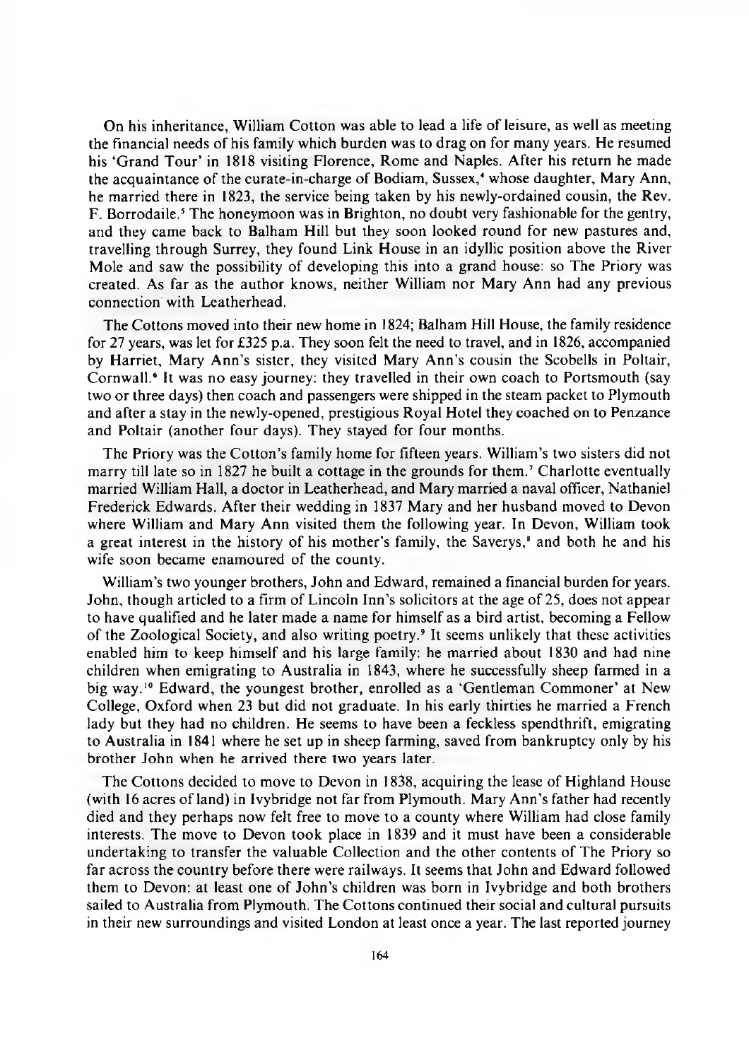On his inheritance, William Cotton was able to lead a life of leisure, as well as meeting the financial needs of his family which burden was to drag on for many years. He resumed his 'Grand Tour' in 1818 visiting Florence, Rome and Naples. After his return he made the acquaintance of the curate-in-charge of Bodiam, Sussex,[4] whose daughter, Mary Ann, he married there in 1823, the service being taken by his newly-ordained cousin, the Rev. F. Borrodaile.[5] The honeymoon was in Brighton, no doubt very fashionable for the gentry, and they came back to Balham Hill but they soon looked round for new pastures and, travelling through Surrey, they found Link House in an idyllic position above the River Mole and saw the possibility of developing this into a grand house: so The Priory was created. As far as the author knows, neither William nor Mary Ann had any previous connection with Leatherhead.

The Cottons moved into their new home in 1824; Balham Hill House, the family residence for 27 years, was let for £325 p.a. They soon felt the need to travel, and in 1826, accompanied by Harriet, Mary Ann's sister, they visited Mary Ann's cousin the Scobells in Poltair, Cornwall.[6] It was no easy journey: they travelled in their own coach to Portsmouth (say two or three days) then coach and passengers were shipped in the steam packet to Plymouth and after a stay in the newly-opened, prestigious Royal Hotel they coached on to Penzance and Poltair (another four days). They stayed for four months.

The Priory was the Cotton's family home for fifteen years. William's two sisters did not marry till late so in 1827 he built a cottage in the grounds for them.[7] Charlotte eventually married William Hall, a doctor in Leatherhead, and Mary married a naval officer, Nathaniel Frederick Edwards. After their wedding in 1837 Mary and her husband moved to Devon where William and Mary Ann visited them the following year. In Devon, William took a great interest in the history of his mother's family, the Saverys,[8] and both he and his wife soon became enamoured of the county.

William's two younger brothers, John and Edward, remained a financial burden for years. John, though articled to a firm of Lincoln Inn's solicitors at the age of 25, does not appear to have qualified and he later made a name for himself as a bird artist, becoming a Fellow of the Zoological Society, and also writing poetry.[9] It seems unlikely that these activities enabled him to keep himself and his large family: he married about 1830 and had nine children when emigrating to Australia in 1843, where he successfully sheep farmed in a big way.[10] Edward, the youngest brother, enrolled as a 'Gentleman Commoner' at New College, Oxford when 23 but did not graduate. In his early thirties he married a French lady but they had no children. He seems to have been a feckless spendthrift, emigrating to Australia in 1841 where he set up in sheep farming, saved from bankruptcy only by his brother John when he arrived there two years later.

The Cottons decided to move to Devon in 1838, acquiring the lease of Highland House (with 16 acres of land) in Ivybridge not far from Plymouth. Mary Ann's father had recently died and they perhaps now felt free to move to a county where William had close family interests. The move to Devon took place in 1839 and it must have been a considerable undertaking to transfer the valuable Collection and the other contents of The Priory so far across the country before there were railways. It seems that John and Edward followed them to Devon: at least one of John's children was born in Ivybridge and both brothers sailed to Australia from Plymouth. The Cottons continued their social and cultural pursuits in their new surroundings and visited London at least once a year. The last reported journey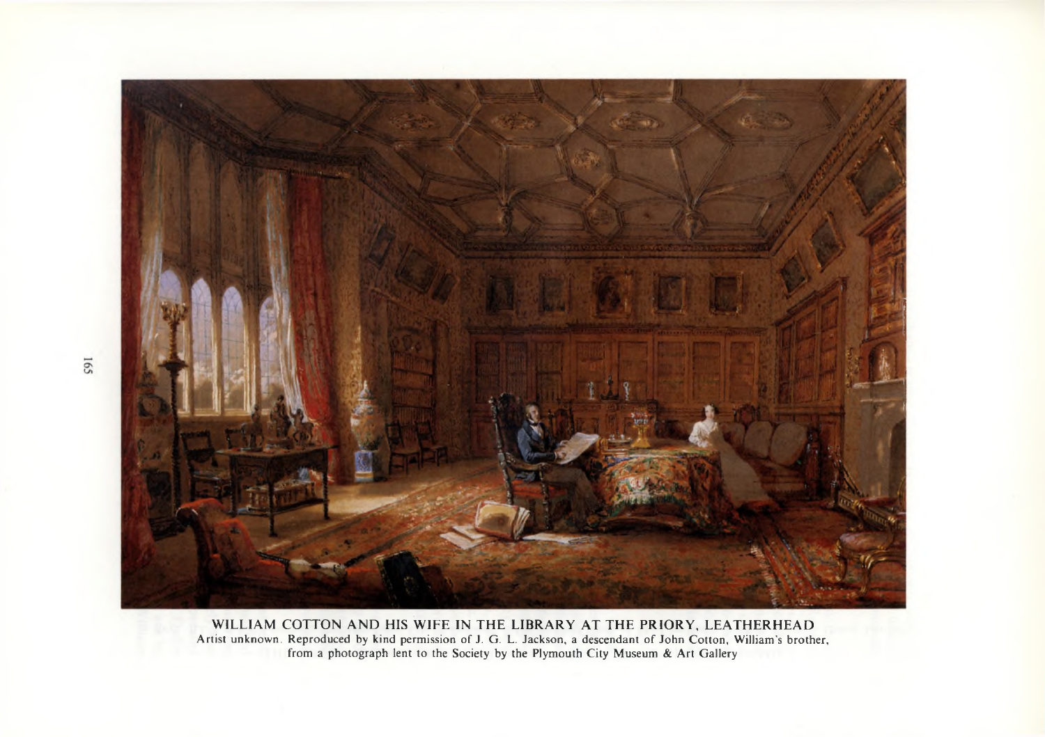WILLIAM COTTON AND HIS WIFE IN THE LIBRARY AT THE PRIORY, LEATHERHEAD

Artist unknown. Reproduced by kind permission of J. G. L. Jackson, a descendant of John Cotton, William's brother, from a photograph lent to the Society by the Plymouth City Museum & Art Gallery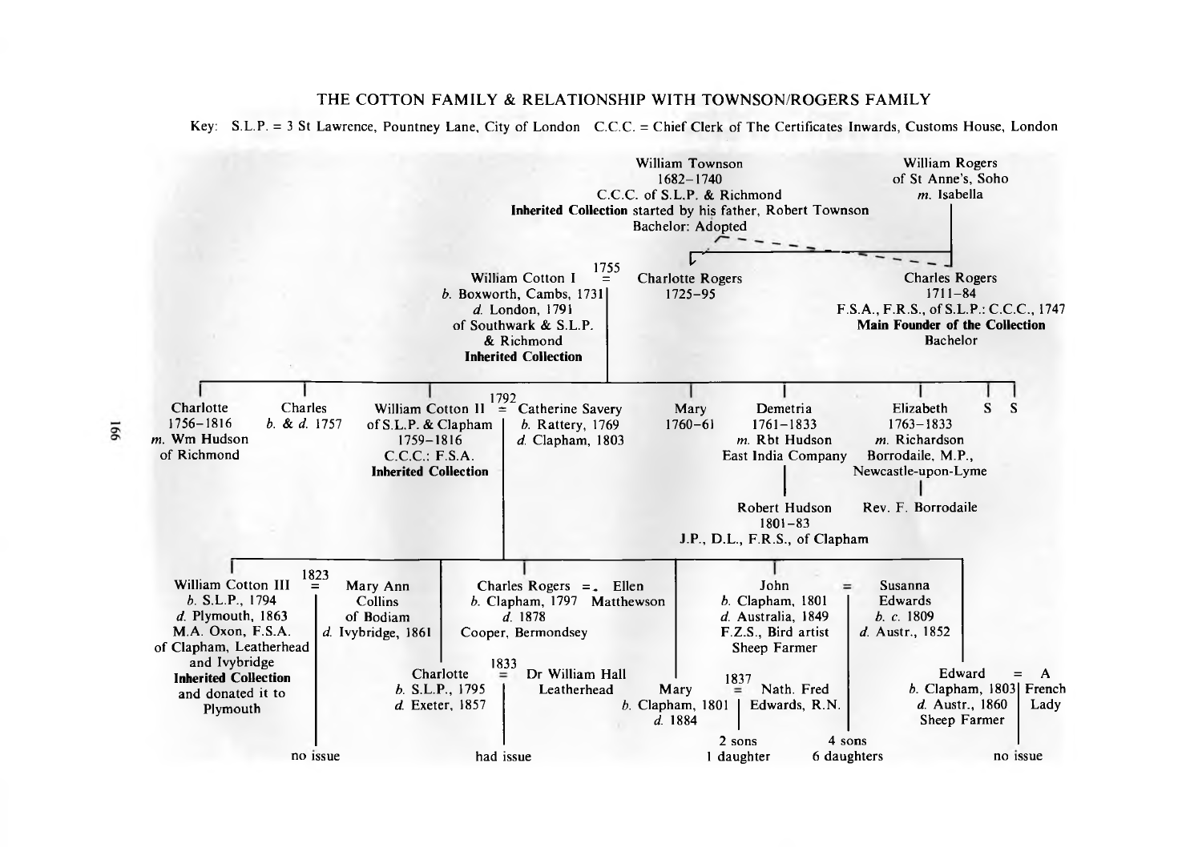# THE COTTON FAMILY & RELATIONSHIP WITH TOWNSON/ROGERS FAMILY

Key: S.L.P. = 3 St Lawrence, Pountney Lane, City of London C.C.C. = Chief Clerk of The Certificates Inwards, Customs House, London

**William Townson**
1682–1740
C.C.C. of S.L.P. & Richmond
**Inherited Collection** started by his father, Robert Townson
Bachelor: Adopted (Charlotte Rogers and Charles Rogers)

**William Rogers**
of St Anne's, Soho
*m.* Isabella

Children of William Rogers:

- **Charlotte Rogers**
  1725–95
- **Charles Rogers**
  1711–84
  F.S.A., F.R.S., of S.L.P.: C.C.C., 1747
  **Main Founder of the Collection**
  Bachelor

**William Cotton I** = (1755) **Charlotte Rogers**
*b.* Boxworth, Cambs, 1731
*d.* London, 1791
of Southwark & S.L.P. & Richmond
**Inherited Collection**

Children of William Cotton I and Charlotte Rogers:

- **Charlotte**
  1756–1816
  *m.* Wm Hudson of Richmond
- **Charles**
  *b.* & *d.* 1757
- **William Cotton II** = (1792) **Catherine Savery**
  of S.L.P. & Clapham, 1759–1816, C.C.C.: F.S.A., **Inherited Collection**
  Catherine Savery: *b.* Rattery, 1769, *d.* Clapham, 1803
- **Mary**
  1760–61
- **Demetria**
  1761–1833
  *m.* Rbt Hudson, East India Company
  - **Robert Hudson**
    1801–83
    J.P., D.L., F.R.S., of Clapham
- **Elizabeth**
  1763–1833
  *m.* Richardson Borrodaile, M.P., Newcastle-upon-Lyme
  - **Rev. F. Borrodaile**
- S
- S

Children of William Cotton II and Catherine Savery:

- **William Cotton III** = (1823) **Mary Ann Collins** of Bodiam
  *b.* S.L.P., 1794
  *d.* Plymouth, 1863
  M.A. Oxon, F.S.A.
  of Clapham, Leatherhead and Ivybridge
  **Inherited Collection** and donated it to Plymouth
  Mary Ann Collins: *d.* Ivybridge, 1861
  — no issue
- **Charlotte** = (1833) **Dr William Hall**, Leatherhead
  *b.* S.L.P., 1795
  *d.* Exeter, 1857
  — had issue
- **Charles Rogers** = **Ellen Matthewson**
  *b.* Clapham, 1797
  *d.* 1878
  Cooper, Bermondsey
- **Mary** = (1837) **Nath. Fred Edwards**, R.N.
  *b.* Clapham, 1801
  *d.* 1884
  — 2 sons, 1 daughter
- **John** = **Susanna Edwards**
  *b.* Clapham, 1801
  *d.* Australia, 1849
  F.Z.S., Bird artist
  Sheep Farmer
  Susanna Edwards: *b. c.* 1809, *d.* Austr., 1852
  — 4 sons, 6 daughters
- **Edward** = **A French Lady**
  *b.* Clapham, 1803
  *d.* Austr., 1860
  Sheep Farmer
  — no issue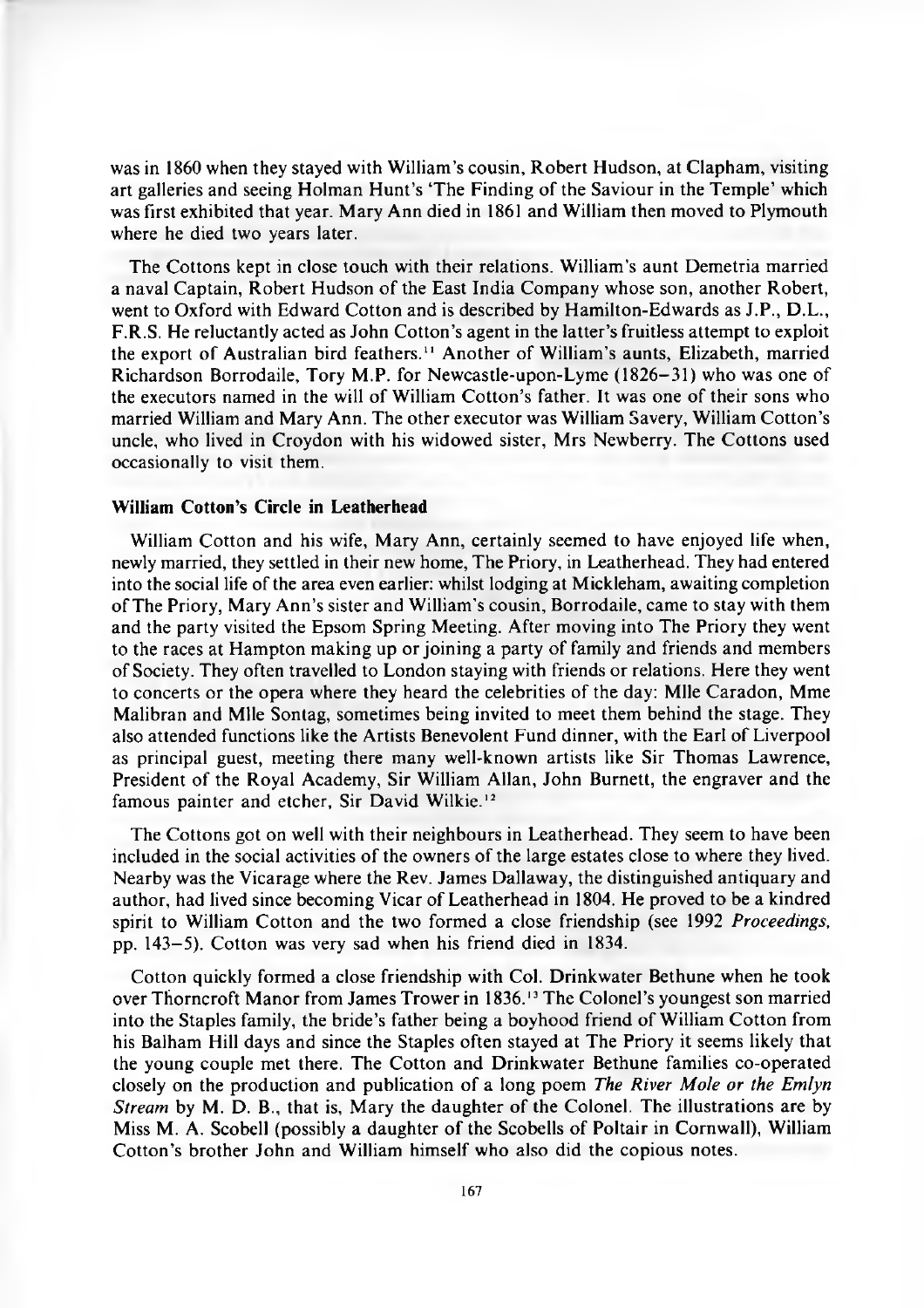was in 1860 when they stayed with William's cousin, Robert Hudson, at Clapham, visiting art galleries and seeing Holman Hunt's 'The Finding of the Saviour in the Temple' which was first exhibited that year. Mary Ann died in 1861 and William then moved to Plymouth where he died two years later.

The Cottons kept in close touch with their relations. William's aunt Demetria married a naval Captain, Robert Hudson of the East India Company whose son, another Robert, went to Oxford with Edward Cotton and is described by Hamilton-Edwards as J.P., D.L., F.R.S. He reluctantly acted as John Cotton's agent in the latter's fruitless attempt to exploit the export of Australian bird feathers.[11] Another of William's aunts, Elizabeth, married Richardson Borrodaile, Tory M.P. for Newcastle-upon-Lyme (1826–31) who was one of the executors named in the will of William Cotton's father. It was one of their sons who married William and Mary Ann. The other executor was William Savery, William Cotton's uncle, who lived in Croydon with his widowed sister, Mrs Newberry. The Cottons used occasionally to visit them.

**William Cotton's Circle in Leatherhead**

William Cotton and his wife, Mary Ann, certainly seemed to have enjoyed life when, newly married, they settled in their new home, The Priory, in Leatherhead. They had entered into the social life of the area even earlier: whilst lodging at Mickleham, awaiting completion of The Priory, Mary Ann's sister and William's cousin, Borrodaile, came to stay with them and the party visited the Epsom Spring Meeting. After moving into The Priory they went to the races at Hampton making up or joining a party of family and friends and members of Society. They often travelled to London staying with friends or relations. Here they went to concerts or the opera where they heard the celebrities of the day: Mlle Caradon, Mme Malibran and Mlle Sontag, sometimes being invited to meet them behind the stage. They also attended functions like the Artists Benevolent Fund dinner, with the Earl of Liverpool as principal guest, meeting there many well-known artists like Sir Thomas Lawrence, President of the Royal Academy, Sir William Allan, John Burnett, the engraver and the famous painter and etcher, Sir David Wilkie.[12]

The Cottons got on well with their neighbours in Leatherhead. They seem to have been included in the social activities of the owners of the large estates close to where they lived. Nearby was the Vicarage where the Rev. James Dallaway, the distinguished antiquary and author, had lived since becoming Vicar of Leatherhead in 1804. He proved to be a kindred spirit to William Cotton and the two formed a close friendship (see 1992 *Proceedings*, pp. 143–5). Cotton was very sad when his friend died in 1834.

Cotton quickly formed a close friendship with Col. Drinkwater Bethune when he took over Thorncroft Manor from James Trower in 1836.[13] The Colonel's youngest son married into the Staples family, the bride's father being a boyhood friend of William Cotton from his Balham Hill days and since the Staples often stayed at The Priory it seems likely that the young couple met there. The Cotton and Drinkwater Bethune families co-operated closely on the production and publication of a long poem *The River Mole or the Emlyn Stream* by M. D. B., that is, Mary the daughter of the Colonel. The illustrations are by Miss M. A. Scobell (possibly a daughter of the Scobells of Poltair in Cornwall), William Cotton's brother John and William himself who also did the copious notes.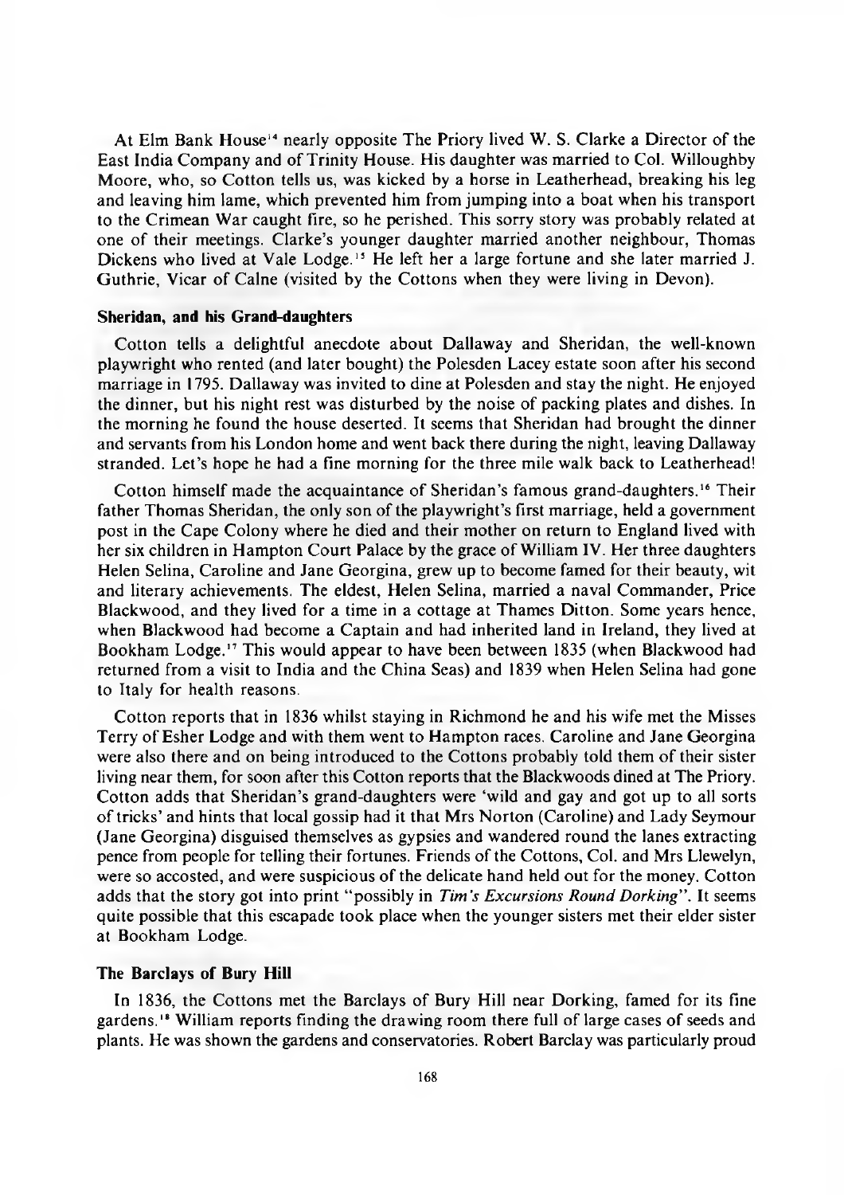At Elm Bank House[14] nearly opposite The Priory lived W. S. Clarke a Director of the East India Company and of Trinity House. His daughter was married to Col. Willoughby Moore, who, so Cotton tells us, was kicked by a horse in Leatherhead, breaking his leg and leaving him lame, which prevented him from jumping into a boat when his transport to the Crimean War caught fire, so he perished. This sorry story was probably related at one of their meetings. Clarke's younger daughter married another neighbour, Thomas Dickens who lived at Vale Lodge.[15] He left her a large fortune and she later married J. Guthrie, Vicar of Calne (visited by the Cottons when they were living in Devon).

### Sheridan, and his Grand-daughters

Cotton tells a delightful anecdote about Dallaway and Sheridan, the well-known playwright who rented (and later bought) the Polesden Lacey estate soon after his second marriage in 1795. Dallaway was invited to dine at Polesden and stay the night. He enjoyed the dinner, but his night rest was disturbed by the noise of packing plates and dishes. In the morning he found the house deserted. It seems that Sheridan had brought the dinner and servants from his London home and went back there during the night, leaving Dallaway stranded. Let's hope he had a fine morning for the three mile walk back to Leatherhead!

Cotton himself made the acquaintance of Sheridan's famous grand-daughters.[16] Their father Thomas Sheridan, the only son of the playwright's first marriage, held a government post in the Cape Colony where he died and their mother on return to England lived with her six children in Hampton Court Palace by the grace of William IV. Her three daughters Helen Selina, Caroline and Jane Georgina, grew up to become famed for their beauty, wit and literary achievements. The eldest, Helen Selina, married a naval Commander, Price Blackwood, and they lived for a time in a cottage at Thames Ditton. Some years hence, when Blackwood had become a Captain and had inherited land in Ireland, they lived at Bookham Lodge.[17] This would appear to have been between 1835 (when Blackwood had returned from a visit to India and the China Seas) and 1839 when Helen Selina had gone to Italy for health reasons.

Cotton reports that in 1836 whilst staying in Richmond he and his wife met the Misses Terry of Esher Lodge and with them went to Hampton races. Caroline and Jane Georgina were also there and on being introduced to the Cottons probably told them of their sister living near them, for soon after this Cotton reports that the Blackwoods dined at The Priory. Cotton adds that Sheridan's grand-daughters were 'wild and gay and got up to all sorts of tricks' and hints that local gossip had it that Mrs Norton (Caroline) and Lady Seymour (Jane Georgina) disguised themselves as gypsies and wandered round the lanes extracting pence from people for telling their fortunes. Friends of the Cottons, Col. and Mrs Llewelyn, were so accosted, and were suspicious of the delicate hand held out for the money. Cotton adds that the story got into print "possibly in *Tim's Excursions Round Dorking*". It seems quite possible that this escapade took place when the younger sisters met their elder sister at Bookham Lodge.

### The Barclays of Bury Hill

In 1836, the Cottons met the Barclays of Bury Hill near Dorking, famed for its fine gardens.[18] William reports finding the drawing room there full of large cases of seeds and plants. He was shown the gardens and conservatories. Robert Barclay was particularly proud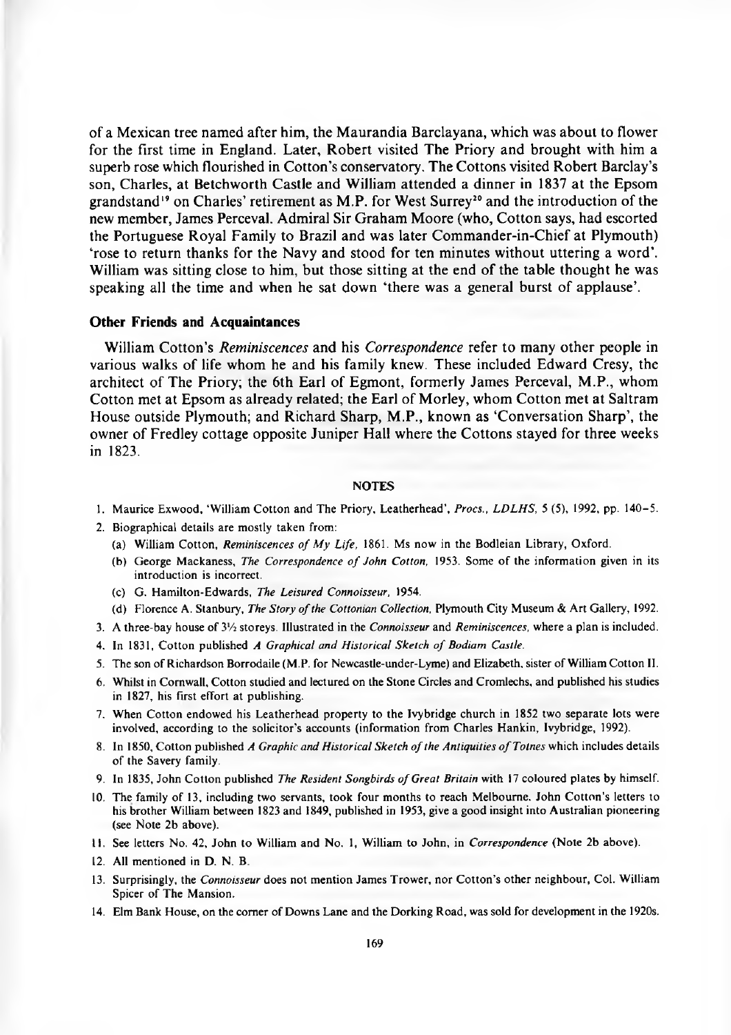of a Mexican tree named after him, the Maurandia Barclayana, which was about to flower for the first time in England. Later, Robert visited The Priory and brought with him a superb rose which flourished in Cotton's conservatory. The Cottons visited Robert Barclay's son, Charles, at Betchworth Castle and William attended a dinner in 1837 at the Epsom grandstand[19] on Charles' retirement as M.P. for West Surrey[20] and the introduction of the new member, James Perceval. Admiral Sir Graham Moore (who, Cotton says, had escorted the Portuguese Royal Family to Brazil and was later Commander-in-Chief at Plymouth) 'rose to return thanks for the Navy and stood for ten minutes without uttering a word'. William was sitting close to him, but those sitting at the end of the table thought he was speaking all the time and when he sat down 'there was a general burst of applause'.

### Other Friends and Acquaintances

William Cotton's *Reminiscences* and his *Correspondence* refer to many other people in various walks of life whom he and his family knew. These included Edward Cresy, the architect of The Priory; the 6th Earl of Egmont, formerly James Perceval, M.P., whom Cotton met at Epsom as already related; the Earl of Morley, whom Cotton met at Saltram House outside Plymouth; and Richard Sharp, M.P., known as 'Conversation Sharp', the owner of Fredley cottage opposite Juniper Hall where the Cottons stayed for three weeks in 1823.

#### NOTES

1. Maurice Exwood, 'William Cotton and The Priory, Leatherhead', *Procs., LDLHS*, 5 (5), 1992, pp. 140–5.
2. Biographical details are mostly taken from:
   (a) William Cotton, *Reminiscences of My Life*, 1861. Ms now in the Bodleian Library, Oxford.
   (b) George Mackaness, *The Correspondence of John Cotton*, 1953. Some of the information given in its introduction is incorrect.
   (c) G. Hamilton-Edwards, *The Leisured Connoisseur*, 1954.
   (d) Florence A. Stanbury, *The Story of the Cottonian Collection*, Plymouth City Museum & Art Gallery, 1992.
3. A three-bay house of 3½ storeys. Illustrated in the *Connoisseur* and *Reminiscences*, where a plan is included.
4. In 1831, Cotton published *A Graphical and Historical Sketch of Bodiam Castle*.
5. The son of Richardson Borrodaile (M.P. for Newcastle-under-Lyme) and Elizabeth, sister of William Cotton II.
6. Whilst in Cornwall, Cotton studied and lectured on the Stone Circles and Cromlechs, and published his studies in 1827, his first effort at publishing.
7. When Cotton endowed his Leatherhead property to the Ivybridge church in 1852 two separate lots were involved, according to the solicitor's accounts (information from Charles Hankin, Ivybridge, 1992).
8. In 1850, Cotton published *A Graphic and Historical Sketch of the Antiquities of Totnes* which includes details of the Savery family.
9. In 1835, John Cotton published *The Resident Songbirds of Great Britain* with 17 coloured plates by himself.
10. The family of 13, including two servants, took four months to reach Melbourne. John Cotton's letters to his brother William between 1823 and 1849, published in 1953, give a good insight into Australian pioneering (see Note 2b above).
11. See letters No. 42, John to William and No. 1, William to John, in *Correspondence* (Note 2b above).
12. All mentioned in D. N. B.
13. Surprisingly, the *Connoisseur* does not mention James Trower, nor Cotton's other neighbour, Col. William Spicer of The Mansion.
14. Elm Bank House, on the corner of Downs Lane and the Dorking Road, was sold for development in the 1920s.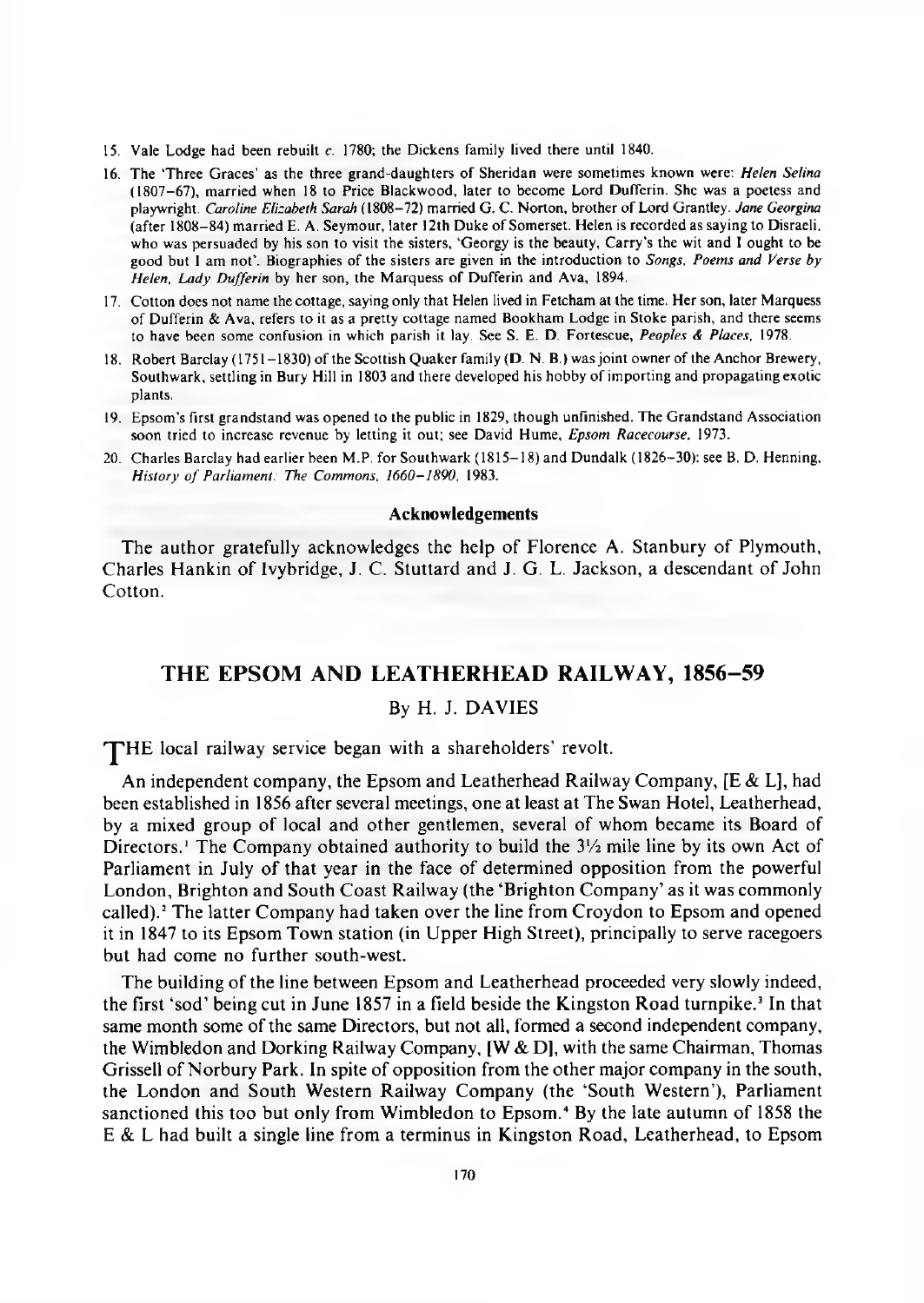15. Vale Lodge had been rebuilt *c.* 1780; the Dickens family lived there until 1840.

16. The 'Three Graces' as the three grand-daughters of Sheridan were sometimes known were: *Helen Selina* (1807–67), married when 18 to Price Blackwood, later to become Lord Dufferin. She was a poetess and playwright. *Caroline Elizabeth Sarah* (1808–72) married G. C. Norton, brother of Lord Grantley. *Jane Georgina* (after 1808–84) married E. A. Seymour, later 12th Duke of Somerset. Helen is recorded as saying to Disraeli, who was persuaded by his son to visit the sisters, 'Georgy is the beauty, Carry's the wit and I ought to be good but I am not'. Biographies of the sisters are given in the introduction to *Songs, Poems and Verse by Helen, Lady Dufferin* by her son, the Marquess of Dufferin and Ava, 1894.

17. Cotton does not name the cottage, saying only that Helen lived in Fetcham at the time. Her son, later Marquess of Dufferin & Ava, refers to it as a pretty cottage named Bookham Lodge in Stoke parish, and there seems to have been some confusion in which parish it lay. See S. E. D. Fortescue, *Peoples & Places*, 1978.

18. Robert Barclay (1751–1830) of the Scottish Quaker family (D. N. B.) was joint owner of the Anchor Brewery, Southwark, settling in Bury Hill in 1803 and there developed his hobby of importing and propagating exotic plants.

19. Epsom's first grandstand was opened to the public in 1829, though unfinished. The Grandstand Association soon tried to increase revenue by letting it out; see David Hume, *Epsom Racecourse*, 1973.

20. Charles Barclay had earlier been M.P. for Southwark (1815–18) and Dundalk (1826–30): see B. D. Henning, *History of Parliament: The Commons, 1660–1890*, 1983.

### Acknowledgements

The author gratefully acknowledges the help of Florence A. Stanbury of Plymouth, Charles Hankin of Ivybridge, J. C. Stuttard and J. G. L. Jackson, a descendant of John Cotton.

## THE EPSOM AND LEATHERHEAD RAILWAY, 1856–59

By H. J. DAVIES

THE local railway service began with a shareholders' revolt.

An independent company, the Epsom and Leatherhead Railway Company, [E & L], had been established in 1856 after several meetings, one at least at The Swan Hotel, Leatherhead, by a mixed group of local and other gentlemen, several of whom became its Board of Directors.[1] The Company obtained authority to build the 3½ mile line by its own Act of Parliament in July of that year in the face of determined opposition from the powerful London, Brighton and South Coast Railway (the 'Brighton Company' as it was commonly called).[2] The latter Company had taken over the line from Croydon to Epsom and opened it in 1847 to its Epsom Town station (in Upper High Street), principally to serve racegoers but had come no further south-west.

The building of the line between Epsom and Leatherhead proceeded very slowly indeed, the first 'sod' being cut in June 1857 in a field beside the Kingston Road turnpike.[3] In that same month some of the same Directors, but not all, formed a second independent company, the Wimbledon and Dorking Railway Company, [W & D], with the same Chairman, Thomas Grissell of Norbury Park. In spite of opposition from the other major company in the south, the London and South Western Railway Company (the 'South Western'), Parliament sanctioned this too but only from Wimbledon to Epsom.[4] By the late autumn of 1858 the E & L had built a single line from a terminus in Kingston Road, Leatherhead, to Epsom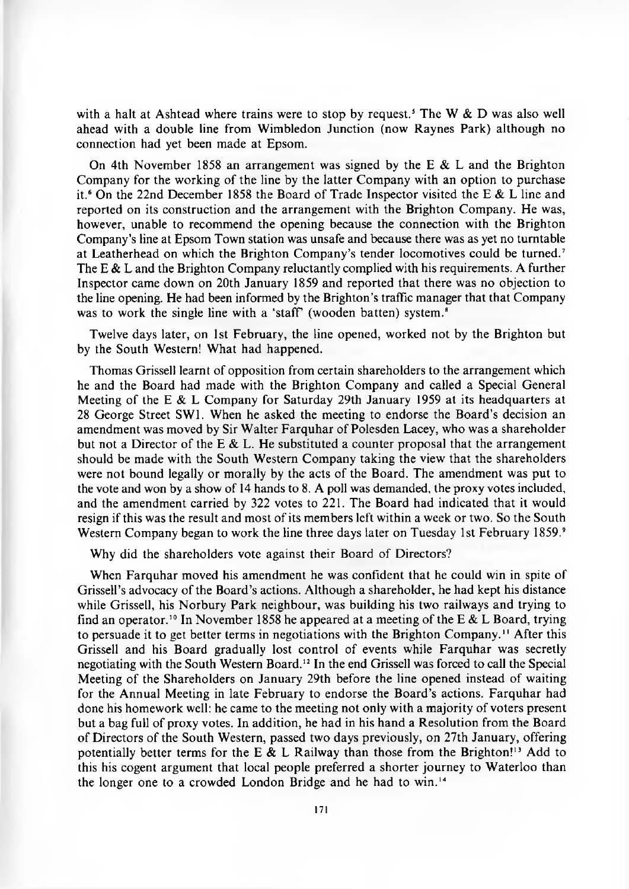with a halt at Ashtead where trains were to stop by request.[5] The W & D was also well ahead with a double line from Wimbledon Junction (now Raynes Park) although no connection had yet been made at Epsom.

On 4th November 1858 an arrangement was signed by the E & L and the Brighton Company for the working of the line by the latter Company with an option to purchase it.[6] On the 22nd December 1858 the Board of Trade Inspector visited the E & L line and reported on its construction and the arrangement with the Brighton Company. He was, however, unable to recommend the opening because the connection with the Brighton Company's line at Epsom Town station was unsafe and because there was as yet no turntable at Leatherhead on which the Brighton Company's tender locomotives could be turned.[7] The E & L and the Brighton Company reluctantly complied with his requirements. A further Inspector came down on 20th January 1859 and reported that there was no objection to the line opening. He had been informed by the Brighton's traffic manager that that Company was to work the single line with a 'staff' (wooden batten) system.[8]

Twelve days later, on 1st February, the line opened, worked not by the Brighton but by the South Western! What had happened.

Thomas Grissell learnt of opposition from certain shareholders to the arrangement which he and the Board had made with the Brighton Company and called a Special General Meeting of the E & L Company for Saturday 29th January 1959 at its headquarters at 28 George Street SW1. When he asked the meeting to endorse the Board's decision an amendment was moved by Sir Walter Farquhar of Polesden Lacey, who was a shareholder but not a Director of the E & L. He substituted a counter proposal that the arrangement should be made with the South Western Company taking the view that the shareholders were not bound legally or morally by the acts of the Board. The amendment was put to the vote and won by a show of 14 hands to 8. A poll was demanded, the proxy votes included, and the amendment carried by 322 votes to 221. The Board had indicated that it would resign if this was the result and most of its members left within a week or two. So the South Western Company began to work the line three days later on Tuesday 1st February 1859.[9]

Why did the shareholders vote against their Board of Directors?

When Farquhar moved his amendment he was confident that he could win in spite of Grissell's advocacy of the Board's actions. Although a shareholder, he had kept his distance while Grissell, his Norbury Park neighbour, was building his two railways and trying to find an operator.[10] In November 1858 he appeared at a meeting of the E & L Board, trying to persuade it to get better terms in negotiations with the Brighton Company.[11] After this Grissell and his Board gradually lost control of events while Farquhar was secretly negotiating with the South Western Board.[12] In the end Grissell was forced to call the Special Meeting of the Shareholders on January 29th before the line opened instead of waiting for the Annual Meeting in late February to endorse the Board's actions. Farquhar had done his homework well: he came to the meeting not only with a majority of voters present but a bag full of proxy votes. In addition, he had in his hand a Resolution from the Board of Directors of the South Western, passed two days previously, on 27th January, offering potentially better terms for the E & L Railway than those from the Brighton![13] Add to this his cogent argument that local people preferred a shorter journey to Waterloo than the longer one to a crowded London Bridge and he had to win.[14]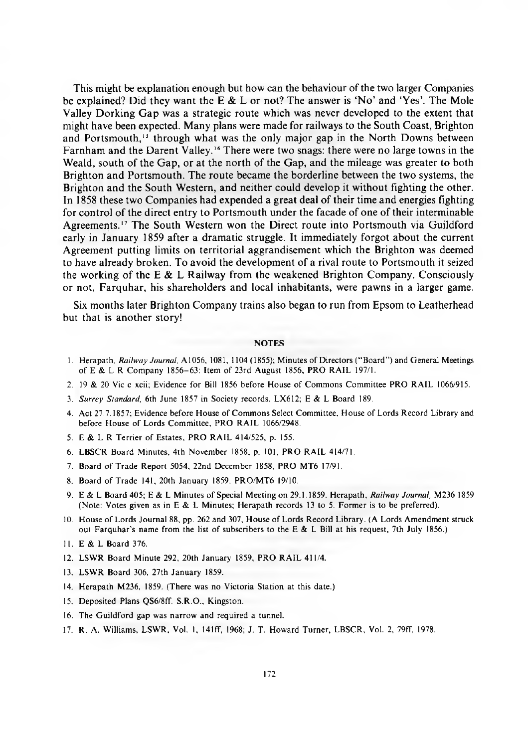This might be explanation enough but how can the behaviour of the two larger Companies be explained? Did they want the E & L or not? The answer is 'No' and 'Yes'. The Mole Valley Dorking Gap was a strategic route which was never developed to the extent that might have been expected. Many plans were made for railways to the South Coast, Brighton and Portsmouth,[15] through what was the only major gap in the North Downs between Farnham and the Darent Valley.[16] There were two snags: there were no large towns in the Weald, south of the Gap, or at the north of the Gap, and the mileage was greater to both Brighton and Portsmouth. The route became the borderline between the two systems, the Brighton and the South Western, and neither could develop it without fighting the other. In 1858 these two Companies had expended a great deal of their time and energies fighting for control of the direct entry to Portsmouth under the facade of one of their interminable Agreements.[17] The South Western won the Direct route into Portsmouth via Guildford early in January 1859 after a dramatic struggle. It immediately forgot about the current Agreement putting limits on territorial aggrandisement which the Brighton was deemed to have already broken. To avoid the development of a rival route to Portsmouth it seized the working of the E & L Railway from the weakened Brighton Company. Consciously or not, Farquhar, his shareholders and local inhabitants, were pawns in a larger game.

Six months later Brighton Company trains also began to run from Epsom to Leatherhead but that is another story!

## NOTES

1. Herapath, *Railway Journal*, A1056, 1081, 1104 (1855); Minutes of Directors ("Board") and General Meetings of E & L R Company 1856–63: Item of 23rd August 1856, PRO RAIL 197/1.
2. 19 & 20 Vic c xcii; Evidence for Bill 1856 before House of Commons Committee PRO RAIL 1066/915.
3. *Surrey Standard*, 6th June 1857 in Society records, LX612; E & L Board 189.
4. Act 27.7.1857; Evidence before House of Commons Select Committee, House of Lords Record Library and before House of Lords Committee, PRO RAIL 1066/2948.
5. E & L R Terrier of Estates, PRO RAIL 414/525, p. 155.
6. LBSCR Board Minutes, 4th November 1858, p. 101, PRO RAIL 414/71.
7. Board of Trade Report 5054, 22nd December 1858, PRO MT6 17/91.
8. Board of Trade 141, 20th January 1859, PRO/MT6 19/10.
9. E & L Board 405; E & L Minutes of Special Meeting on 29.1.1859. Herapath, *Railway Journal*, M236 1859 (Note: Votes given as in E & L Minutes; Herapath records 13 to 5. Former is to be preferred).
10. House of Lords Journal 88, pp. 262 and 307, House of Lords Record Library. (A Lords Amendment struck out Farquhar's name from the list of subscribers to the E & L Bill at his request, 7th July 1856.)
11. E & L Board 376.
12. LSWR Board Minute 292, 20th January 1859, PRO RAIL 411/4.
13. LSWR Board 306, 27th January 1859.
14. Herapath M236, 1859. (There was no Victoria Station at this date.)
15. Deposited Plans QS6/8ff. S.R.O., Kingston.
16. The Guildford gap was narrow and required a tunnel.
17. R. A. Williams, LSWR, Vol. 1, 141ff, 1968; J. T. Howard Turner, LBSCR, Vol. 2, 79ff, 1978.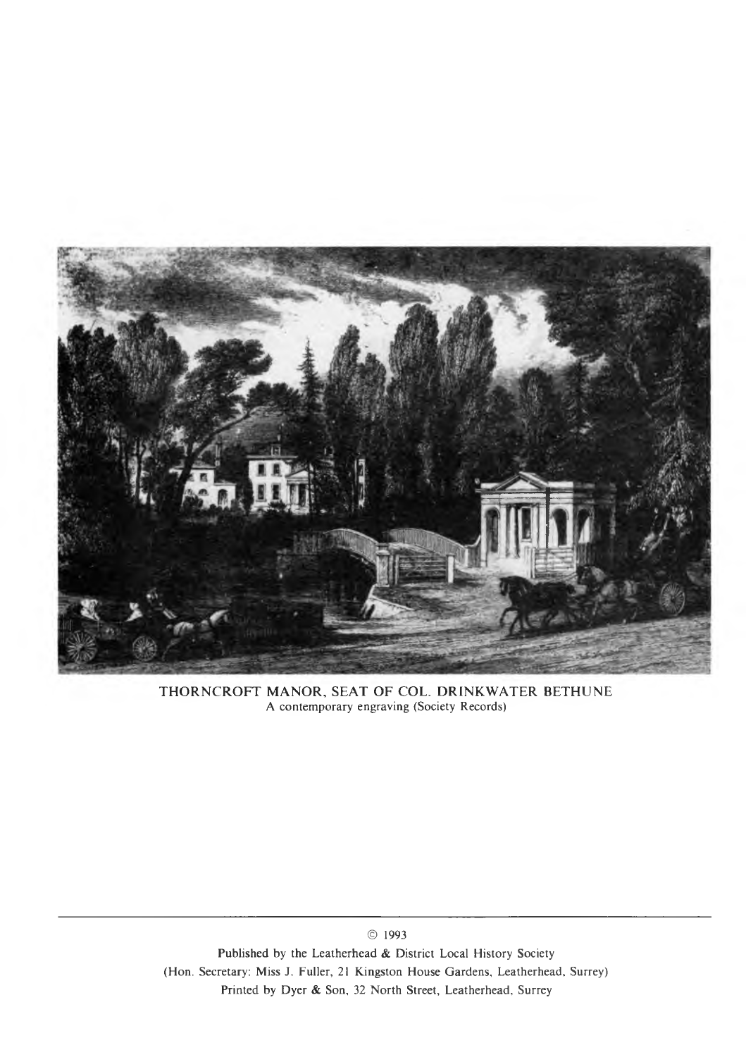THORNCROFT MANOR, SEAT OF COL. DRINKWATER BETHUNE
A contemporary engraving (Society Records)

© 1993

Published by the Leatherhead & District Local History Society
(Hon. Secretary: Miss J. Fuller, 21 Kingston House Gardens, Leatherhead, Surrey)
Printed by Dyer & Son, 32 North Street, Leatherhead, Surrey